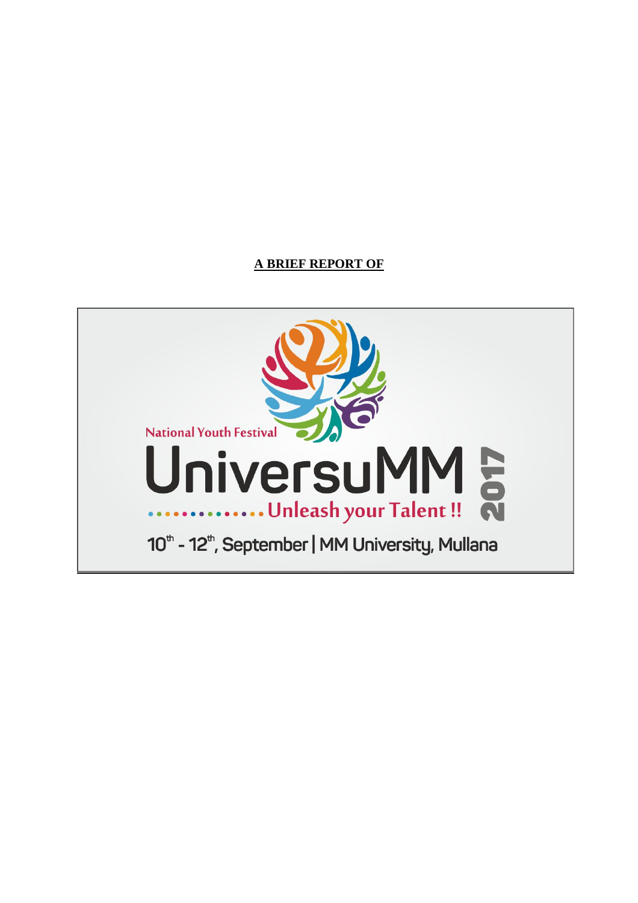**A BRIEF REPORT OF**

National Youth Festival

# UniversuMM 2017

Unleash your Talent !!

10th - 12th, September | MM University, Mullana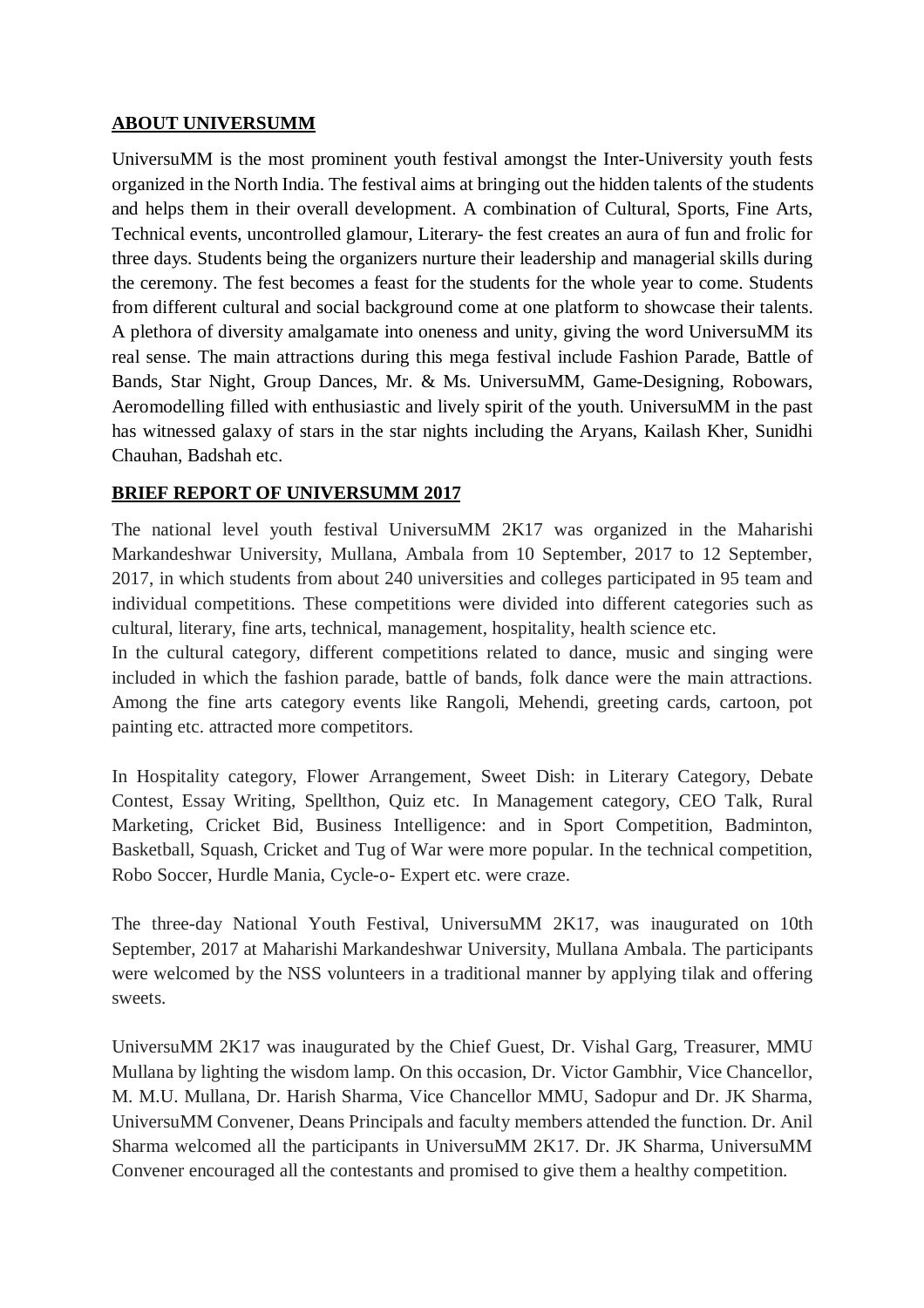## ABOUT UNIVERSUMM

UniversuMM is the most prominent youth festival amongst the Inter-University youth fests organized in the North India. The festival aims at bringing out the hidden talents of the students and helps them in their overall development. A combination of Cultural, Sports, Fine Arts, Technical events, uncontrolled glamour, Literary- the fest creates an aura of fun and frolic for three days. Students being the organizers nurture their leadership and managerial skills during the ceremony. The fest becomes a feast for the students for the whole year to come. Students from different cultural and social background come at one platform to showcase their talents. A plethora of diversity amalgamate into oneness and unity, giving the word UniversuMM its real sense. The main attractions during this mega festival include Fashion Parade, Battle of Bands, Star Night, Group Dances, Mr. & Ms. UniversuMM, Game-Designing, Robowars, Aeromodelling filled with enthusiastic and lively spirit of the youth. UniversuMM in the past has witnessed galaxy of stars in the star nights including the Aryans, Kailash Kher, Sunidhi Chauhan, Badshah etc.

## BRIEF REPORT OF UNIVERSUMM 2017

The national level youth festival UniversuMM 2K17 was organized in the Maharishi Markandeshwar University, Mullana, Ambala from 10 September, 2017 to 12 September, 2017, in which students from about 240 universities and colleges participated in 95 team and individual competitions. These competitions were divided into different categories such as cultural, literary, fine arts, technical, management, hospitality, health science etc.

In the cultural category, different competitions related to dance, music and singing were included in which the fashion parade, battle of bands, folk dance were the main attractions. Among the fine arts category events like Rangoli, Mehendi, greeting cards, cartoon, pot painting etc. attracted more competitors.

In Hospitality category, Flower Arrangement, Sweet Dish: in Literary Category, Debate Contest, Essay Writing, Spellthon, Quiz etc. In Management category, CEO Talk, Rural Marketing, Cricket Bid, Business Intelligence: and in Sport Competition, Badminton, Basketball, Squash, Cricket and Tug of War were more popular. In the technical competition, Robo Soccer, Hurdle Mania, Cycle-o- Expert etc. were craze.

The three-day National Youth Festival, UniversuMM 2K17, was inaugurated on 10th September, 2017 at Maharishi Markandeshwar University, Mullana Ambala. The participants were welcomed by the NSS volunteers in a traditional manner by applying tilak and offering sweets.

UniversuMM 2K17 was inaugurated by the Chief Guest, Dr. Vishal Garg, Treasurer, MMU Mullana by lighting the wisdom lamp. On this occasion, Dr. Victor Gambhir, Vice Chancellor, M. M.U. Mullana, Dr. Harish Sharma, Vice Chancellor MMU, Sadopur and Dr. JK Sharma, UniversuMM Convener, Deans Principals and faculty members attended the function. Dr. Anil Sharma welcomed all the participants in UniversuMM 2K17. Dr. JK Sharma, UniversuMM Convener encouraged all the contestants and promised to give them a healthy competition.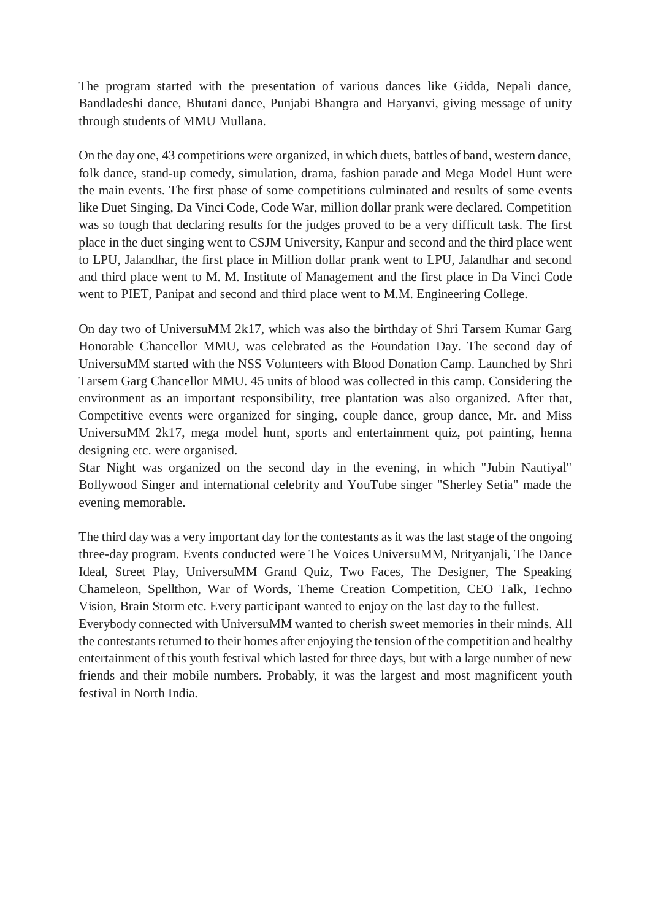The program started with the presentation of various dances like Gidda, Nepali dance, Bandladeshi dance, Bhutani dance, Punjabi Bhangra and Haryanvi, giving message of unity through students of MMU Mullana.

On the day one, 43 competitions were organized, in which duets, battles of band, western dance, folk dance, stand-up comedy, simulation, drama, fashion parade and Mega Model Hunt were the main events. The first phase of some competitions culminated and results of some events like Duet Singing, Da Vinci Code, Code War, million dollar prank were declared. Competition was so tough that declaring results for the judges proved to be a very difficult task. The first place in the duet singing went to CSJM University, Kanpur and second and the third place went to LPU, Jalandhar, the first place in Million dollar prank went to LPU, Jalandhar and second and third place went to M. M. Institute of Management and the first place in Da Vinci Code went to PIET, Panipat and second and third place went to M.M. Engineering College.

On day two of UniversuMM 2k17, which was also the birthday of Shri Tarsem Kumar Garg Honorable Chancellor MMU, was celebrated as the Foundation Day. The second day of UniversuMM started with the NSS Volunteers with Blood Donation Camp. Launched by Shri Tarsem Garg Chancellor MMU. 45 units of blood was collected in this camp. Considering the environment as an important responsibility, tree plantation was also organized. After that, Competitive events were organized for singing, couple dance, group dance, Mr. and Miss UniversuMM 2k17, mega model hunt, sports and entertainment quiz, pot painting, henna designing etc. were organised.

Star Night was organized on the second day in the evening, in which "Jubin Nautiyal" Bollywood Singer and international celebrity and YouTube singer "Sherley Setia" made the evening memorable.

The third day was a very important day for the contestants as it was the last stage of the ongoing three-day program. Events conducted were The Voices UniversuMM, Nrityanjali, The Dance Ideal, Street Play, UniversuMM Grand Quiz, Two Faces, The Designer, The Speaking Chameleon, Spellthon, War of Words, Theme Creation Competition, CEO Talk, Techno Vision, Brain Storm etc. Every participant wanted to enjoy on the last day to the fullest.

Everybody connected with UniversuMM wanted to cherish sweet memories in their minds. All the contestants returned to their homes after enjoying the tension of the competition and healthy entertainment of this youth festival which lasted for three days, but with a large number of new friends and their mobile numbers. Probably, it was the largest and most magnificent youth festival in North India.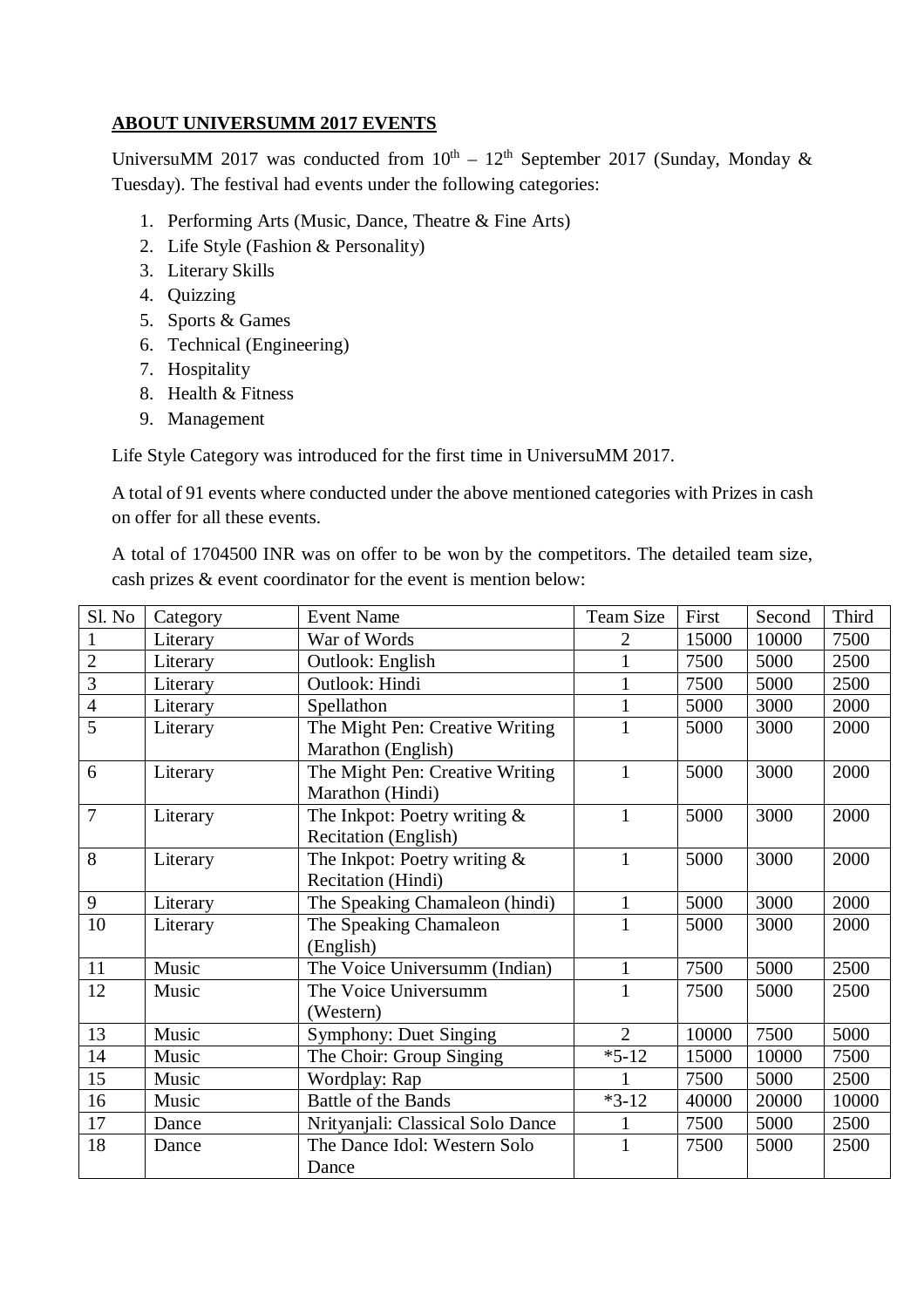**ABOUT UNIVERSUMM 2017 EVENTS**

UniversuMM 2017 was conducted from 10th – 12th September 2017 (Sunday, Monday & Tuesday). The festival had events under the following categories:

1. Performing Arts (Music, Dance, Theatre & Fine Arts)
2. Life Style (Fashion & Personality)
3. Literary Skills
4. Quizzing
5. Sports & Games
6. Technical (Engineering)
7. Hospitality
8. Health & Fitness
9. Management

Life Style Category was introduced for the first time in UniversuMM 2017.

A total of 91 events where conducted under the above mentioned categories with Prizes in cash on offer for all these events.

A total of 1704500 INR was on offer to be won by the competitors. The detailed team size, cash prizes & event coordinator for the event is mention below:

| Sl. No | Category | Event Name | Team Size | First | Second | Third |
|---|---|---|---|---|---|---|
| 1 | Literary | War of Words | 2 | 15000 | 10000 | 7500 |
| 2 | Literary | Outlook: English | 1 | 7500 | 5000 | 2500 |
| 3 | Literary | Outlook: Hindi | 1 | 7500 | 5000 | 2500 |
| 4 | Literary | Spellathon | 1 | 5000 | 3000 | 2000 |
| 5 | Literary | The Might Pen: Creative Writing Marathon (English) | 1 | 5000 | 3000 | 2000 |
| 6 | Literary | The Might Pen: Creative Writing Marathon (Hindi) | 1 | 5000 | 3000 | 2000 |
| 7 | Literary | The Inkpot: Poetry writing & Recitation (English) | 1 | 5000 | 3000 | 2000 |
| 8 | Literary | The Inkpot: Poetry writing & Recitation (Hindi) | 1 | 5000 | 3000 | 2000 |
| 9 | Literary | The Speaking Chamaleon (hindi) | 1 | 5000 | 3000 | 2000 |
| 10 | Literary | The Speaking Chamaleon (English) | 1 | 5000 | 3000 | 2000 |
| 11 | Music | The Voice Universumm (Indian) | 1 | 7500 | 5000 | 2500 |
| 12 | Music | The Voice Universumm (Western) | 1 | 7500 | 5000 | 2500 |
| 13 | Music | Symphony: Duet Singing | 2 | 10000 | 7500 | 5000 |
| 14 | Music | The Choir: Group Singing | *5-12 | 15000 | 10000 | 7500 |
| 15 | Music | Wordplay: Rap | 1 | 7500 | 5000 | 2500 |
| 16 | Music | Battle of the Bands | *3-12 | 40000 | 20000 | 10000 |
| 17 | Dance | Nrityanjali: Classical Solo Dance | 1 | 7500 | 5000 | 2500 |
| 18 | Dance | The Dance Idol: Western Solo Dance | 1 | 7500 | 5000 | 2500 |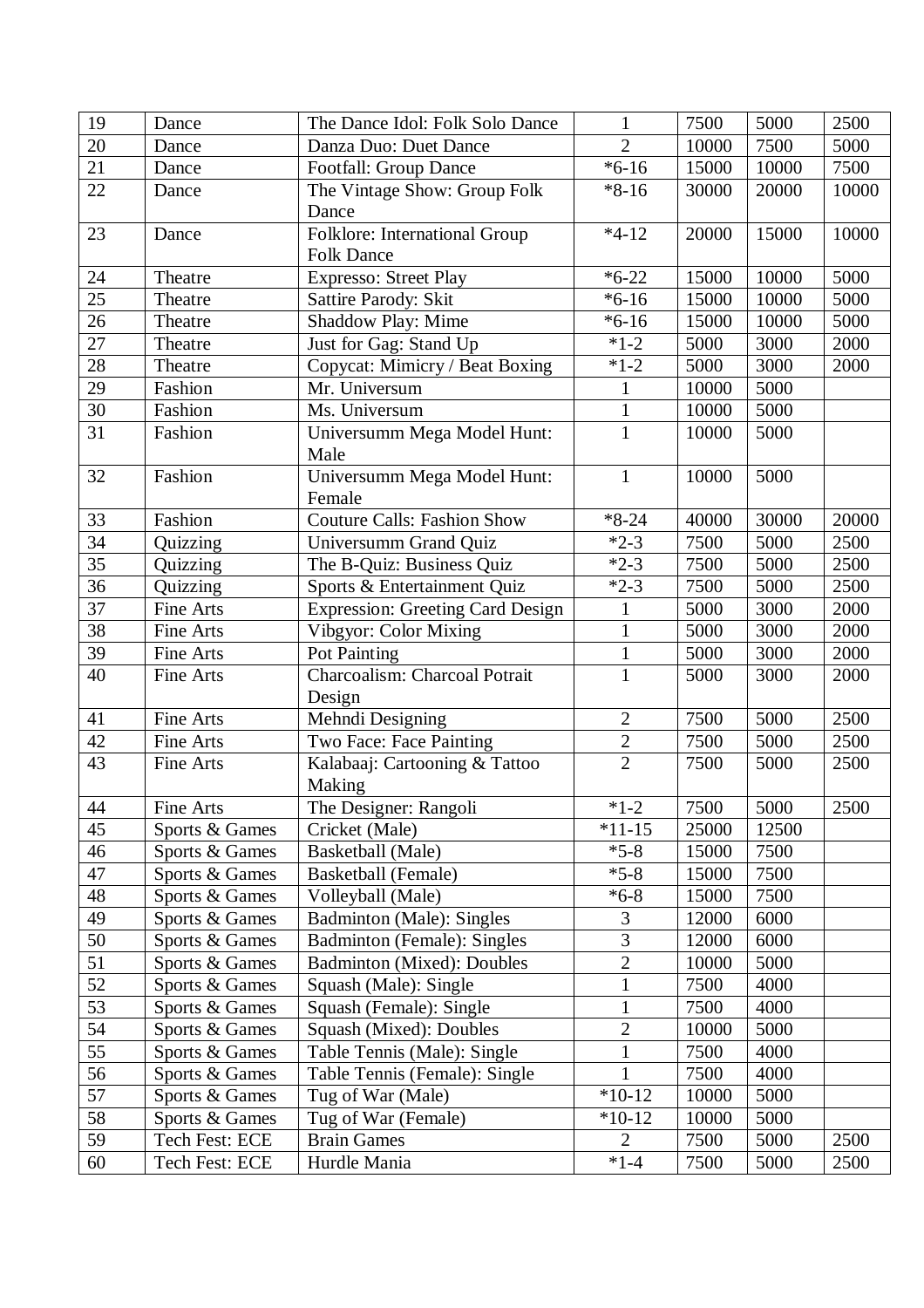| 19 | Dance | The Dance Idol: Folk Solo Dance | 1 | 7500 | 5000 | 2500 |
|---|---|---|---|---|---|---|
| 20 | Dance | Danza Duo: Duet Dance | 2 | 10000 | 7500 | 5000 |
| 21 | Dance | Footfall: Group Dance | *6-16 | 15000 | 10000 | 7500 |
| 22 | Dance | The Vintage Show: Group Folk Dance | *8-16 | 30000 | 20000 | 10000 |
| 23 | Dance | Folklore: International Group Folk Dance | *4-12 | 20000 | 15000 | 10000 |
| 24 | Theatre | Expresso: Street Play | *6-22 | 15000 | 10000 | 5000 |
| 25 | Theatre | Sattire Parody: Skit | *6-16 | 15000 | 10000 | 5000 |
| 26 | Theatre | Shaddow Play: Mime | *6-16 | 15000 | 10000 | 5000 |
| 27 | Theatre | Just for Gag: Stand Up | *1-2 | 5000 | 3000 | 2000 |
| 28 | Theatre | Copycat: Mimicry / Beat Boxing | *1-2 | 5000 | 3000 | 2000 |
| 29 | Fashion | Mr. Universum | 1 | 10000 | 5000 | |
| 30 | Fashion | Ms. Universum | 1 | 10000 | 5000 | |
| 31 | Fashion | Universumm Mega Model Hunt: Male | 1 | 10000 | 5000 | |
| 32 | Fashion | Universumm Mega Model Hunt: Female | 1 | 10000 | 5000 | |
| 33 | Fashion | Couture Calls: Fashion Show | *8-24 | 40000 | 30000 | 20000 |
| 34 | Quizzing | Universumm Grand Quiz | *2-3 | 7500 | 5000 | 2500 |
| 35 | Quizzing | The B-Quiz: Business Quiz | *2-3 | 7500 | 5000 | 2500 |
| 36 | Quizzing | Sports & Entertainment Quiz | *2-3 | 7500 | 5000 | 2500 |
| 37 | Fine Arts | Expression: Greeting Card Design | 1 | 5000 | 3000 | 2000 |
| 38 | Fine Arts | Vibgyor: Color Mixing | 1 | 5000 | 3000 | 2000 |
| 39 | Fine Arts | Pot Painting | 1 | 5000 | 3000 | 2000 |
| 40 | Fine Arts | Charcoalism: Charcoal Potrait Design | 1 | 5000 | 3000 | 2000 |
| 41 | Fine Arts | Mehndi Designing | 2 | 7500 | 5000 | 2500 |
| 42 | Fine Arts | Two Face: Face Painting | 2 | 7500 | 5000 | 2500 |
| 43 | Fine Arts | Kalabaaj: Cartooning & Tattoo Making | 2 | 7500 | 5000 | 2500 |
| 44 | Fine Arts | The Designer: Rangoli | *1-2 | 7500 | 5000 | 2500 |
| 45 | Sports & Games | Cricket (Male) | *11-15 | 25000 | 12500 | |
| 46 | Sports & Games | Basketball (Male) | *5-8 | 15000 | 7500 | |
| 47 | Sports & Games | Basketball (Female) | *5-8 | 15000 | 7500 | |
| 48 | Sports & Games | Volleyball (Male) | *6-8 | 15000 | 7500 | |
| 49 | Sports & Games | Badminton (Male): Singles | 3 | 12000 | 6000 | |
| 50 | Sports & Games | Badminton (Female): Singles | 3 | 12000 | 6000 | |
| 51 | Sports & Games | Badminton (Mixed): Doubles | 2 | 10000 | 5000 | |
| 52 | Sports & Games | Squash (Male): Single | 1 | 7500 | 4000 | |
| 53 | Sports & Games | Squash (Female): Single | 1 | 7500 | 4000 | |
| 54 | Sports & Games | Squash (Mixed): Doubles | 2 | 10000 | 5000 | |
| 55 | Sports & Games | Table Tennis (Male): Single | 1 | 7500 | 4000 | |
| 56 | Sports & Games | Table Tennis (Female): Single | 1 | 7500 | 4000 | |
| 57 | Sports & Games | Tug of War (Male) | *10-12 | 10000 | 5000 | |
| 58 | Sports & Games | Tug of War (Female) | *10-12 | 10000 | 5000 | |
| 59 | Tech Fest: ECE | Brain Games | 2 | 7500 | 5000 | 2500 |
| 60 | Tech Fest: ECE | Hurdle Mania | *1-4 | 7500 | 5000 | 2500 |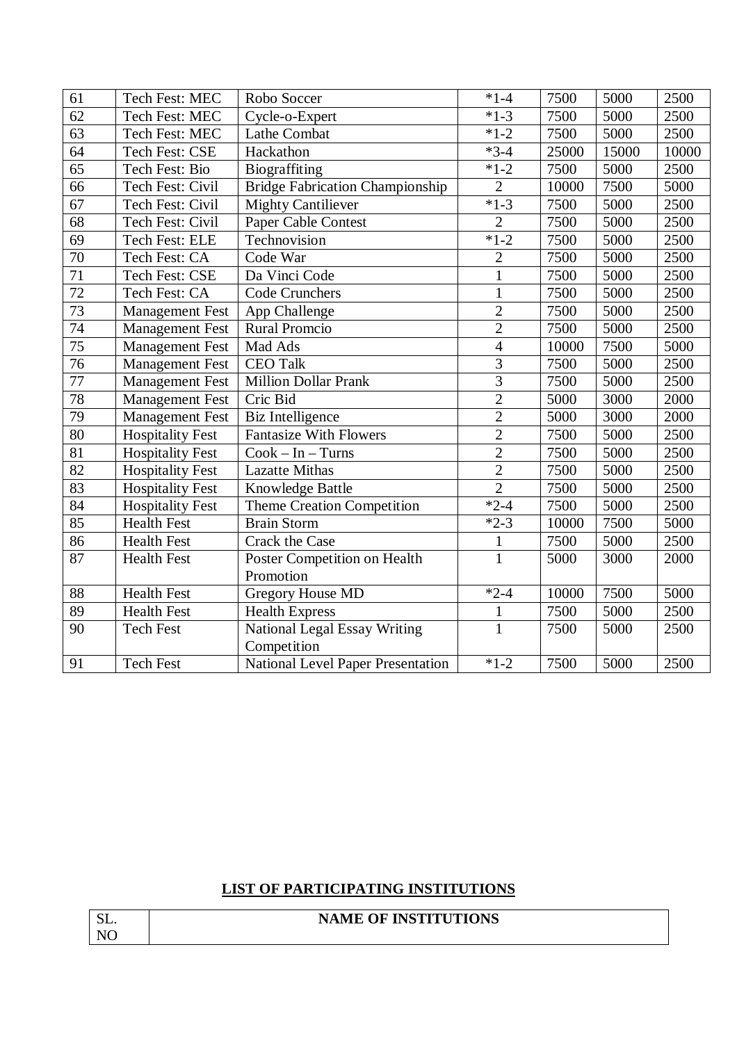| | | | | | | |
|---|---|---|---|---|---|---|
| 61 | Tech Fest: MEC | Robo Soccer | *1-4 | 7500 | 5000 | 2500 |
| 62 | Tech Fest: MEC | Cycle-o-Expert | *1-3 | 7500 | 5000 | 2500 |
| 63 | Tech Fest: MEC | Lathe Combat | *1-2 | 7500 | 5000 | 2500 |
| 64 | Tech Fest: CSE | Hackathon | *3-4 | 25000 | 15000 | 10000 |
| 65 | Tech Fest: Bio | Biograffiting | *1-2 | 7500 | 5000 | 2500 |
| 66 | Tech Fest: Civil | Bridge Fabrication Championship | 2 | 10000 | 7500 | 5000 |
| 67 | Tech Fest: Civil | Mighty Cantiliever | *1-3 | 7500 | 5000 | 2500 |
| 68 | Tech Fest: Civil | Paper Cable Contest | 2 | 7500 | 5000 | 2500 |
| 69 | Tech Fest: ELE | Technovision | *1-2 | 7500 | 5000 | 2500 |
| 70 | Tech Fest: CA | Code War | 2 | 7500 | 5000 | 2500 |
| 71 | Tech Fest: CSE | Da Vinci Code | 1 | 7500 | 5000 | 2500 |
| 72 | Tech Fest: CA | Code Crunchers | 1 | 7500 | 5000 | 2500 |
| 73 | Management Fest | App Challenge | 2 | 7500 | 5000 | 2500 |
| 74 | Management Fest | Rural Promcio | 2 | 7500 | 5000 | 2500 |
| 75 | Management Fest | Mad Ads | 4 | 10000 | 7500 | 5000 |
| 76 | Management Fest | CEO Talk | 3 | 7500 | 5000 | 2500 |
| 77 | Management Fest | Million Dollar Prank | 3 | 7500 | 5000 | 2500 |
| 78 | Management Fest | Cric Bid | 2 | 5000 | 3000 | 2000 |
| 79 | Management Fest | Biz Intelligence | 2 | 5000 | 3000 | 2000 |
| 80 | Hospitality Fest | Fantasize With Flowers | 2 | 7500 | 5000 | 2500 |
| 81 | Hospitality Fest | Cook – In – Turns | 2 | 7500 | 5000 | 2500 |
| 82 | Hospitality Fest | Lazatte Mithas | 2 | 7500 | 5000 | 2500 |
| 83 | Hospitality Fest | Knowledge Battle | 2 | 7500 | 5000 | 2500 |
| 84 | Hospitality Fest | Theme Creation Competition | *2-4 | 7500 | 5000 | 2500 |
| 85 | Health Fest | Brain Storm | *2-3 | 10000 | 7500 | 5000 |
| 86 | Health Fest | Crack the Case | 1 | 7500 | 5000 | 2500 |
| 87 | Health Fest | Poster Competition on Health Promotion | 1 | 5000 | 3000 | 2000 |
| 88 | Health Fest | Gregory House MD | *2-4 | 10000 | 7500 | 5000 |
| 89 | Health Fest | Health Express | 1 | 7500 | 5000 | 2500 |
| 90 | Tech Fest | National Legal Essay Writing Competition | 1 | 7500 | 5000 | 2500 |
| 91 | Tech Fest | National Level Paper Presentation | *1-2 | 7500 | 5000 | 2500 |

## LIST OF PARTICIPATING INSTITUTIONS

| SL. NO | NAME OF INSTITUTIONS |
|---|---|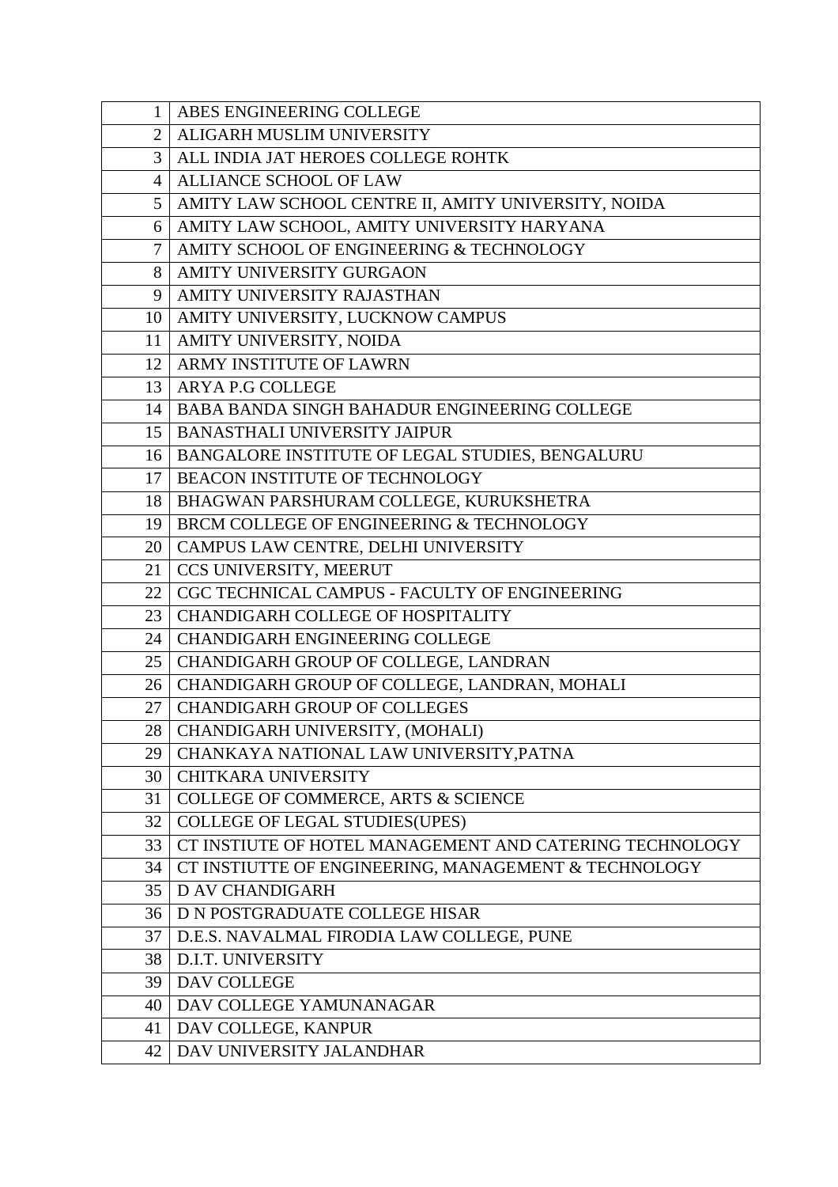| | |
|---|---|
| 1 | ABES ENGINEERING COLLEGE |
| 2 | ALIGARH MUSLIM UNIVERSITY |
| 3 | ALL INDIA JAT HEROES COLLEGE ROHTK |
| 4 | ALLIANCE SCHOOL OF LAW |
| 5 | AMITY LAW SCHOOL CENTRE II, AMITY UNIVERSITY, NOIDA |
| 6 | AMITY LAW SCHOOL, AMITY UNIVERSITY HARYANA |
| 7 | AMITY SCHOOL OF ENGINEERING & TECHNOLOGY |
| 8 | AMITY UNIVERSITY GURGAON |
| 9 | AMITY UNIVERSITY RAJASTHAN |
| 10 | AMITY UNIVERSITY, LUCKNOW CAMPUS |
| 11 | AMITY UNIVERSITY, NOIDA |
| 12 | ARMY INSTITUTE OF LAWRN |
| 13 | ARYA P.G COLLEGE |
| 14 | BABA BANDA SINGH BAHADUR ENGINEERING COLLEGE |
| 15 | BANASTHALI UNIVERSITY JAIPUR |
| 16 | BANGALORE INSTITUTE OF LEGAL STUDIES, BENGALURU |
| 17 | BEACON INSTITUTE OF TECHNOLOGY |
| 18 | BHAGWAN PARSHURAM COLLEGE, KURUKSHETRA |
| 19 | BRCM COLLEGE OF ENGINEERING & TECHNOLOGY |
| 20 | CAMPUS LAW CENTRE, DELHI UNIVERSITY |
| 21 | CCS UNIVERSITY, MEERUT |
| 22 | CGC TECHNICAL CAMPUS - FACULTY OF ENGINEERING |
| 23 | CHANDIGARH COLLEGE OF HOSPITALITY |
| 24 | CHANDIGARH ENGINEERING COLLEGE |
| 25 | CHANDIGARH GROUP OF COLLEGE, LANDRAN |
| 26 | CHANDIGARH GROUP OF COLLEGE, LANDRAN, MOHALI |
| 27 | CHANDIGARH GROUP OF COLLEGES |
| 28 | CHANDIGARH UNIVERSITY, (MOHALI) |
| 29 | CHANKAYA NATIONAL LAW UNIVERSITY,PATNA |
| 30 | CHITKARA UNIVERSITY |
| 31 | COLLEGE OF COMMERCE, ARTS & SCIENCE |
| 32 | COLLEGE OF LEGAL STUDIES(UPES) |
| 33 | CT INSTIUTE OF HOTEL MANAGEMENT AND CATERING TECHNOLOGY |
| 34 | CT INSTIUTTE OF ENGINEERING, MANAGEMENT & TECHNOLOGY |
| 35 | D AV CHANDIGARH |
| 36 | D N POSTGRADUATE COLLEGE HISAR |
| 37 | D.E.S. NAVALMAL FIRODIA LAW COLLEGE, PUNE |
| 38 | D.I.T. UNIVERSITY |
| 39 | DAV COLLEGE |
| 40 | DAV COLLEGE YAMUNANAGAR |
| 41 | DAV COLLEGE, KANPUR |
| 42 | DAV UNIVERSITY JALANDHAR |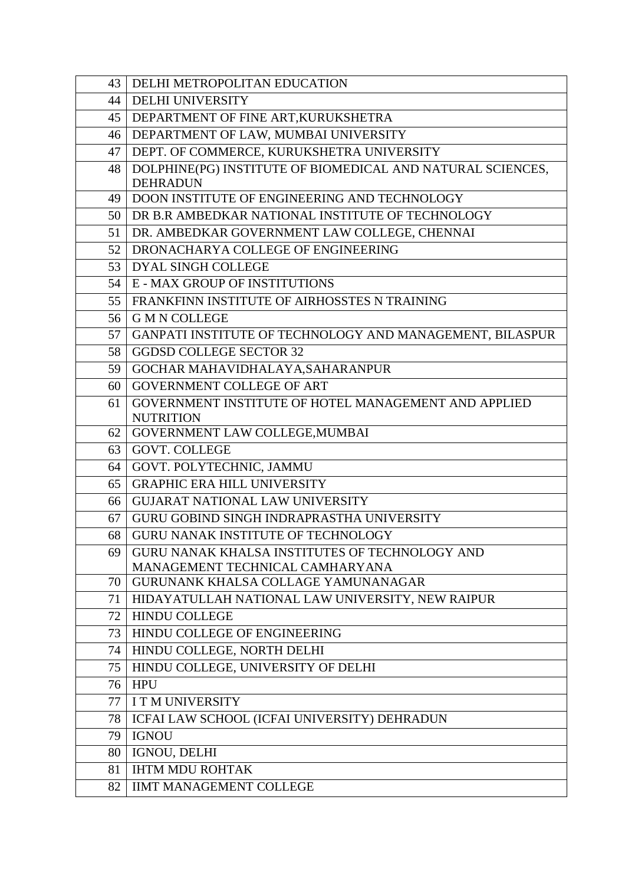| | |
|---|---|
| 43 | DELHI METROPOLITAN EDUCATION |
| 44 | DELHI UNIVERSITY |
| 45 | DEPARTMENT OF FINE ART,KURUKSHETRA |
| 46 | DEPARTMENT OF LAW, MUMBAI UNIVERSITY |
| 47 | DEPT. OF COMMERCE, KURUKSHETRA UNIVERSITY |
| 48 | DOLPHINE(PG) INSTITUTE OF BIOMEDICAL AND NATURAL SCIENCES, DEHRADUN |
| 49 | DOON INSTITUTE OF ENGINEERING AND TECHNOLOGY |
| 50 | DR B.R AMBEDKAR NATIONAL INSTITUTE OF TECHNOLOGY |
| 51 | DR. AMBEDKAR GOVERNMENT LAW COLLEGE, CHENNAI |
| 52 | DRONACHARYA COLLEGE OF ENGINEERING |
| 53 | DYAL SINGH COLLEGE |
| 54 | E - MAX GROUP OF INSTITUTIONS |
| 55 | FRANKFINN INSTITUTE OF AIRHOSSTES N TRAINING |
| 56 | G M N COLLEGE |
| 57 | GANPATI INSTITUTE OF TECHNOLOGY AND MANAGEMENT, BILASPUR |
| 58 | GGDSD COLLEGE SECTOR 32 |
| 59 | GOCHAR MAHAVIDHALAYA,SAHARANPUR |
| 60 | GOVERNMENT COLLEGE OF ART |
| 61 | GOVERNMENT INSTITUTE OF HOTEL MANAGEMENT AND APPLIED NUTRITION |
| 62 | GOVERNMENT LAW COLLEGE,MUMBAI |
| 63 | GOVT. COLLEGE |
| 64 | GOVT. POLYTECHNIC, JAMMU |
| 65 | GRAPHIC ERA HILL UNIVERSITY |
| 66 | GUJARAT NATIONAL LAW UNIVERSITY |
| 67 | GURU GOBIND SINGH INDRAPRASTHA UNIVERSITY |
| 68 | GURU NANAK INSTITUTE OF TECHNOLOGY |
| 69 | GURU NANAK KHALSA INSTITUTES OF TECHNOLOGY AND MANAGEMENT TECHNICAL CAMHARYANA |
| 70 | GURUNANK KHALSA COLLAGE YAMUNANAGAR |
| 71 | HIDAYATULLAH NATIONAL LAW UNIVERSITY, NEW RAIPUR |
| 72 | HINDU COLLEGE |
| 73 | HINDU COLLEGE OF ENGINEERING |
| 74 | HINDU COLLEGE, NORTH DELHI |
| 75 | HINDU COLLEGE, UNIVERSITY OF DELHI |
| 76 | HPU |
| 77 | I T M UNIVERSITY |
| 78 | ICFAI LAW SCHOOL (ICFAI UNIVERSITY) DEHRADUN |
| 79 | IGNOU |
| 80 | IGNOU, DELHI |
| 81 | IHTM MDU ROHTAK |
| 82 | IIMT MANAGEMENT COLLEGE |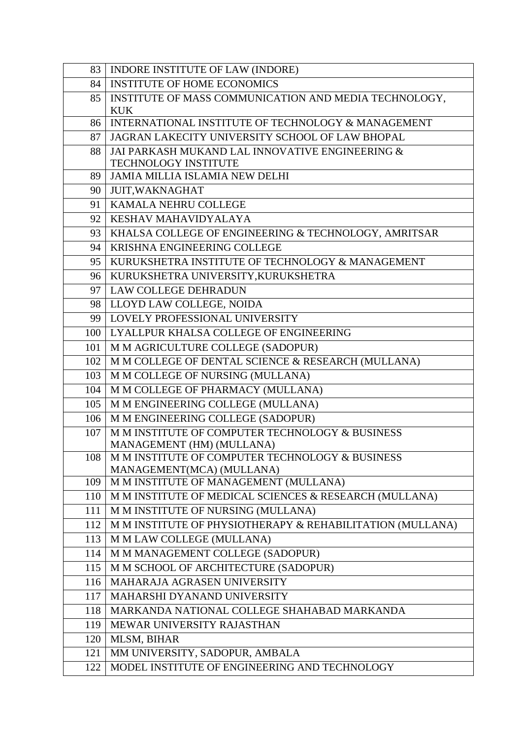| | |
|---|---|
| 83 | INDORE INSTITUTE OF LAW (INDORE) |
| 84 | INSTITUTE OF HOME ECONOMICS |
| 85 | INSTITUTE OF MASS COMMUNICATION AND MEDIA TECHNOLOGY, KUK |
| 86 | INTERNATIONAL INSTITUTE OF TECHNOLOGY & MANAGEMENT |
| 87 | JAGRAN LAKECITY UNIVERSITY SCHOOL OF LAW BHOPAL |
| 88 | JAI PARKASH MUKAND LAL INNOVATIVE ENGINEERING & TECHNOLOGY INSTITUTE |
| 89 | JAMIA MILLIA ISLAMIA NEW DELHI |
| 90 | JUIT,WAKNAGHAT |
| 91 | KAMALA NEHRU COLLEGE |
| 92 | KESHAV MAHAVIDYALAYA |
| 93 | KHALSA COLLEGE OF ENGINEERING & TECHNOLOGY, AMRITSAR |
| 94 | KRISHNA ENGINEERING COLLEGE |
| 95 | KURUKSHETRA INSTITUTE OF TECHNOLOGY & MANAGEMENT |
| 96 | KURUKSHETRA UNIVERSITY,KURUKSHETRA |
| 97 | LAW COLLEGE DEHRADUN |
| 98 | LLOYD LAW COLLEGE, NOIDA |
| 99 | LOVELY PROFESSIONAL UNIVERSITY |
| 100 | LYALLPUR KHALSA COLLEGE OF ENGINEERING |
| 101 | M M AGRICULTURE COLLEGE (SADOPUR) |
| 102 | M M COLLEGE OF DENTAL SCIENCE & RESEARCH (MULLANA) |
| 103 | M M COLLEGE OF NURSING (MULLANA) |
| 104 | M M COLLEGE OF PHARMACY (MULLANA) |
| 105 | M M ENGINEERING COLLEGE (MULLANA) |
| 106 | M M ENGINEERING COLLEGE (SADOPUR) |
| 107 | M M INSTITUTE OF COMPUTER TECHNOLOGY & BUSINESS MANAGEMENT (HM) (MULLANA) |
| 108 | M M INSTITUTE OF COMPUTER TECHNOLOGY & BUSINESS MANAGEMENT(MCA) (MULLANA) |
| 109 | M M INSTITUTE OF MANAGEMENT (MULLANA) |
| 110 | M M INSTITUTE OF MEDICAL SCIENCES & RESEARCH (MULLANA) |
| 111 | M M INSTITUTE OF NURSING (MULLANA) |
| 112 | M M INSTITUTE OF PHYSIOTHERAPY & REHABILITATION (MULLANA) |
| 113 | M M LAW COLLEGE (MULLANA) |
| 114 | M M MANAGEMENT COLLEGE (SADOPUR) |
| 115 | M M SCHOOL OF ARCHITECTURE (SADOPUR) |
| 116 | MAHARAJA AGRASEN UNIVERSITY |
| 117 | MAHARSHI DYANAND UNIVERSITY |
| 118 | MARKANDA NATIONAL COLLEGE SHAHABAD MARKANDA |
| 119 | MEWAR UNIVERSITY RAJASTHAN |
| 120 | MLSM, BIHAR |
| 121 | MM UNIVERSITY, SADOPUR, AMBALA |
| 122 | MODEL INSTITUTE OF ENGINEERING AND TECHNOLOGY |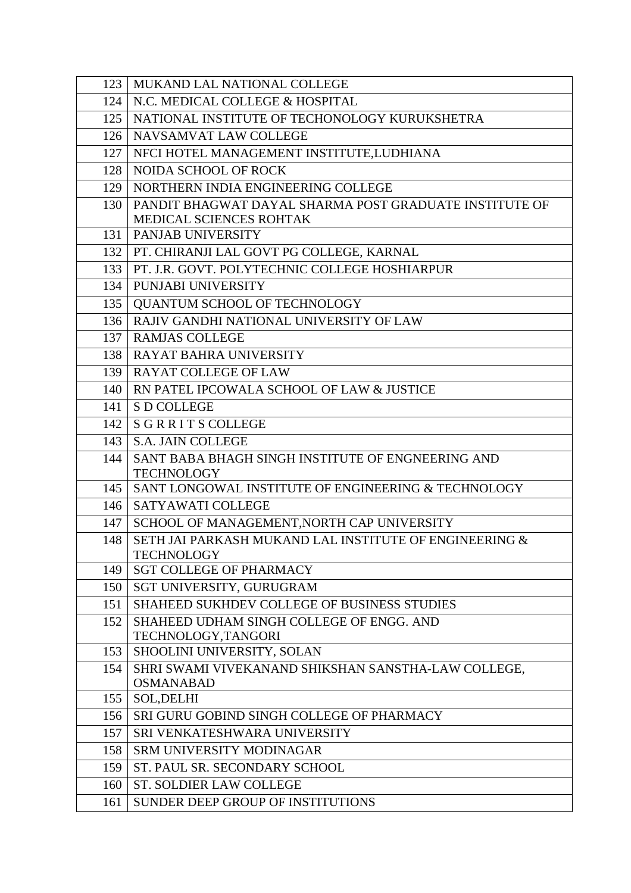| 123 | MUKAND LAL NATIONAL COLLEGE |
|---|---|
| 124 | N.C. MEDICAL COLLEGE & HOSPITAL |
| 125 | NATIONAL INSTITUTE OF TECHONOLOGY KURUKSHETRA |
| 126 | NAVSAMVAT LAW COLLEGE |
| 127 | NFCI HOTEL MANAGEMENT INSTITUTE,LUDHIANA |
| 128 | NOIDA SCHOOL OF ROCK |
| 129 | NORTHERN INDIA ENGINEERING COLLEGE |
| 130 | PANDIT BHAGWAT DAYAL SHARMA POST GRADUATE INSTITUTE OF MEDICAL SCIENCES ROHTAK |
| 131 | PANJAB UNIVERSITY |
| 132 | PT. CHIRANJI LAL GOVT PG COLLEGE, KARNAL |
| 133 | PT. J.R. GOVT. POLYTECHNIC COLLEGE HOSHIARPUR |
| 134 | PUNJABI UNIVERSITY |
| 135 | QUANTUM SCHOOL OF TECHNOLOGY |
| 136 | RAJIV GANDHI NATIONAL UNIVERSITY OF LAW |
| 137 | RAMJAS COLLEGE |
| 138 | RAYAT BAHRA UNIVERSITY |
| 139 | RAYAT COLLEGE OF LAW |
| 140 | RN PATEL IPCOWALA SCHOOL OF LAW & JUSTICE |
| 141 | S D COLLEGE |
| 142 | S G R R I T S COLLEGE |
| 143 | S.A. JAIN COLLEGE |
| 144 | SANT BABA BHAGH SINGH INSTITUTE OF ENGNEERING AND TECHNOLOGY |
| 145 | SANT LONGOWAL INSTITUTE OF ENGINEERING & TECHNOLOGY |
| 146 | SATYAWATI COLLEGE |
| 147 | SCHOOL OF MANAGEMENT,NORTH CAP UNIVERSITY |
| 148 | SETH JAI PARKASH MUKAND LAL INSTITUTE OF ENGINEERING & TECHNOLOGY |
| 149 | SGT COLLEGE OF PHARMACY |
| 150 | SGT UNIVERSITY, GURUGRAM |
| 151 | SHAHEED SUKHDEV COLLEGE OF BUSINESS STUDIES |
| 152 | SHAHEED UDHAM SINGH COLLEGE OF ENGG. AND TECHNOLOGY,TANGORI |
| 153 | SHOOLINI UNIVERSITY, SOLAN |
| 154 | SHRI SWAMI VIVEKANAND SHIKSHAN SANSTHA-LAW COLLEGE, OSMANABAD |
| 155 | SOL,DELHI |
| 156 | SRI GURU GOBIND SINGH COLLEGE OF PHARMACY |
| 157 | SRI VENKATESHWARA UNIVERSITY |
| 158 | SRM UNIVERSITY MODINAGAR |
| 159 | ST. PAUL SR. SECONDARY SCHOOL |
| 160 | ST. SOLDIER LAW COLLEGE |
| 161 | SUNDER DEEP GROUP OF INSTITUTIONS |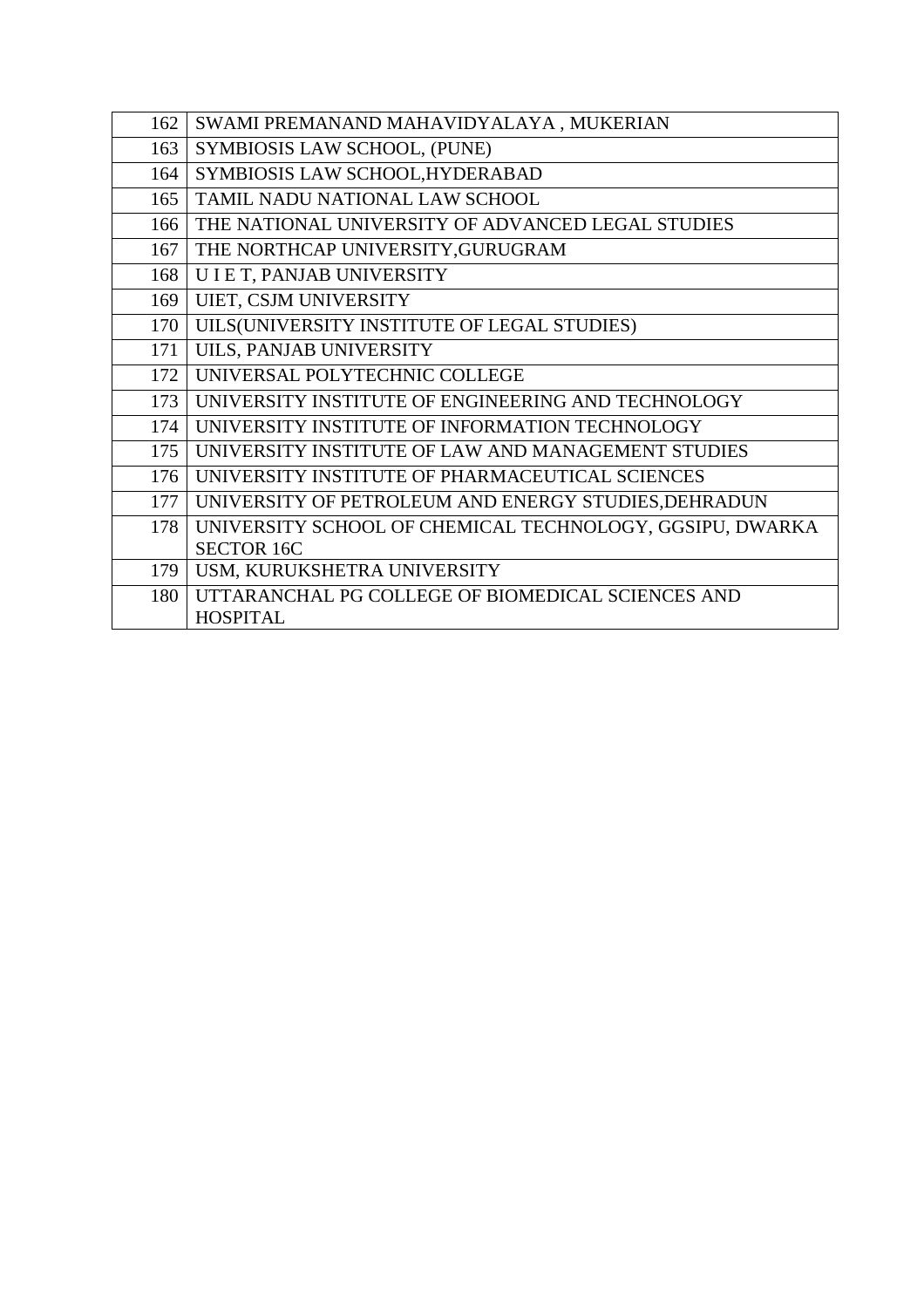| | |
|---|---|
| 162 | SWAMI PREMANAND MAHAVIDYALAYA , MUKERIAN |
| 163 | SYMBIOSIS LAW SCHOOL, (PUNE) |
| 164 | SYMBIOSIS LAW SCHOOL,HYDERABAD |
| 165 | TAMIL NADU NATIONAL LAW SCHOOL |
| 166 | THE NATIONAL UNIVERSITY OF ADVANCED LEGAL STUDIES |
| 167 | THE NORTHCAP UNIVERSITY,GURUGRAM |
| 168 | U I E T, PANJAB UNIVERSITY |
| 169 | UIET, CSJM UNIVERSITY |
| 170 | UILS(UNIVERSITY INSTITUTE OF LEGAL STUDIES) |
| 171 | UILS, PANJAB UNIVERSITY |
| 172 | UNIVERSAL POLYTECHNIC COLLEGE |
| 173 | UNIVERSITY INSTITUTE OF ENGINEERING AND TECHNOLOGY |
| 174 | UNIVERSITY INSTITUTE OF INFORMATION TECHNOLOGY |
| 175 | UNIVERSITY INSTITUTE OF LAW AND MANAGEMENT STUDIES |
| 176 | UNIVERSITY INSTITUTE OF PHARMACEUTICAL SCIENCES |
| 177 | UNIVERSITY OF PETROLEUM AND ENERGY STUDIES,DEHRADUN |
| 178 | UNIVERSITY SCHOOL OF CHEMICAL TECHNOLOGY, GGSIPU, DWARKA SECTOR 16C |
| 179 | USM, KURUKSHETRA UNIVERSITY |
| 180 | UTTARANCHAL PG COLLEGE OF BIOMEDICAL SCIENCES AND HOSPITAL |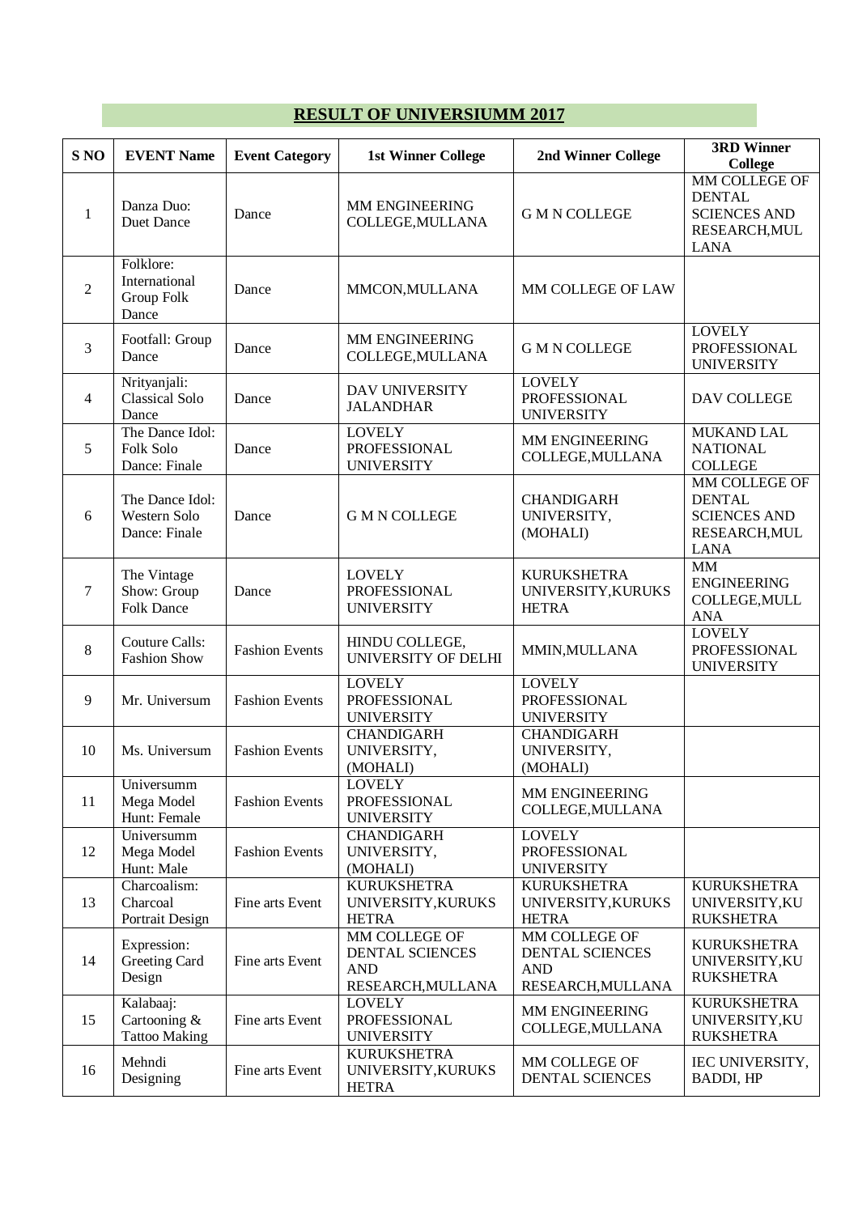## RESULT OF UNIVERSIUMM 2017

| S NO | EVENT Name | Event Category | 1st Winner College | 2nd Winner College | 3RD Winner College |
|---|---|---|---|---|---|
| 1 | Danza Duo: Duet Dance | Dance | MM ENGINEERING COLLEGE,MULLANA | G M N COLLEGE | MM COLLEGE OF DENTAL SCIENCES AND RESEARCH,MULLANA |
| 2 | Folklore: International Group Folk Dance | Dance | MMCON,MULLANA | MM COLLEGE OF LAW | |
| 3 | Footfall: Group Dance | Dance | MM ENGINEERING COLLEGE,MULLANA | G M N COLLEGE | LOVELY PROFESSIONAL UNIVERSITY |
| 4 | Nrityanjali: Classical Solo Dance | Dance | DAV UNIVERSITY JALANDHAR | LOVELY PROFESSIONAL UNIVERSITY | DAV COLLEGE |
| 5 | The Dance Idol: Folk Solo Dance: Finale | Dance | LOVELY PROFESSIONAL UNIVERSITY | MM ENGINEERING COLLEGE,MULLANA | MUKAND LAL NATIONAL COLLEGE |
| 6 | The Dance Idol: Western Solo Dance: Finale | Dance | G M N COLLEGE | CHANDIGARH UNIVERSITY, (MOHALI) | MM COLLEGE OF DENTAL SCIENCES AND RESEARCH,MULLANA |
| 7 | The Vintage Show: Group Folk Dance | Dance | LOVELY PROFESSIONAL UNIVERSITY | KURUKSHETRA UNIVERSITY,KURUKSHETRA | MM ENGINEERING COLLEGE,MULLANA |
| 8 | Couture Calls: Fashion Show | Fashion Events | HINDU COLLEGE, UNIVERSITY OF DELHI | MMIN,MULLANA | LOVELY PROFESSIONAL UNIVERSITY |
| 9 | Mr. Universum | Fashion Events | LOVELY PROFESSIONAL UNIVERSITY | LOVELY PROFESSIONAL UNIVERSITY | |
| 10 | Ms. Universum | Fashion Events | CHANDIGARH UNIVERSITY, (MOHALI) | CHANDIGARH UNIVERSITY, (MOHALI) | |
| 11 | Universumm Mega Model Hunt: Female | Fashion Events | LOVELY PROFESSIONAL UNIVERSITY | MM ENGINEERING COLLEGE,MULLANA | |
| 12 | Universumm Mega Model Hunt: Male | Fashion Events | CHANDIGARH UNIVERSITY, (MOHALI) | LOVELY PROFESSIONAL UNIVERSITY | |
| 13 | Charcoalism: Charcoal Portrait Design | Fine arts Event | KURUKSHETRA UNIVERSITY,KURUKSHETRA | KURUKSHETRA UNIVERSITY,KURUKSHETRA | KURUKSHETRA UNIVERSITY,KURUKSHETRA |
| 14 | Expression: Greeting Card Design | Fine arts Event | MM COLLEGE OF DENTAL SCIENCES AND RESEARCH,MULLANA | MM COLLEGE OF DENTAL SCIENCES AND RESEARCH,MULLANA | KURUKSHETRA UNIVERSITY,KURUKSHETRA |
| 15 | Kalabaaj: Cartooning & Tattoo Making | Fine arts Event | LOVELY PROFESSIONAL UNIVERSITY | MM ENGINEERING COLLEGE,MULLANA | KURUKSHETRA UNIVERSITY,KURUKSHETRA |
| 16 | Mehndi Designing | Fine arts Event | KURUKSHETRA UNIVERSITY,KURUKSHETRA | MM COLLEGE OF DENTAL SCIENCES | IEC UNIVERSITY, BADDI, HP |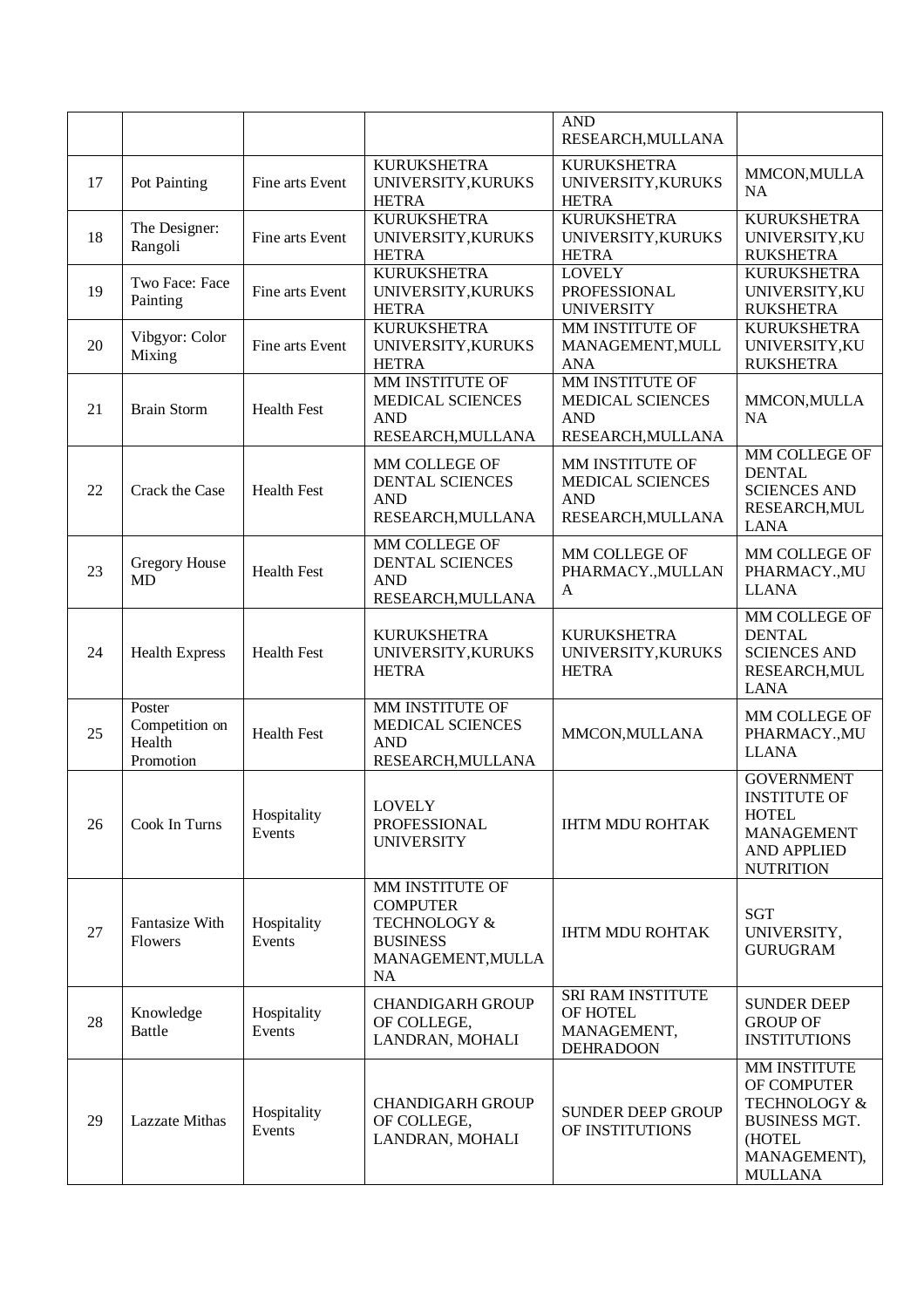| | | | | AND RESEARCH,MULLANA | |
|---|---|---|---|---|---|
| 17 | Pot Painting | Fine arts Event | KURUKSHETRA UNIVERSITY,KURUKSHETRA | KURUKSHETRA UNIVERSITY,KURUKSHETRA | MMCON,MULLANA |
| 18 | The Designer: Rangoli | Fine arts Event | KURUKSHETRA UNIVERSITY,KURUKSHETRA | KURUKSHETRA UNIVERSITY,KURUKSHETRA | KURUKSHETRA UNIVERSITY,KURUKSHETRA |
| 19 | Two Face: Face Painting | Fine arts Event | KURUKSHETRA UNIVERSITY,KURUKSHETRA | LOVELY PROFESSIONAL UNIVERSITY | KURUKSHETRA UNIVERSITY,KURUKSHETRA |
| 20 | Vibgyor: Color Mixing | Fine arts Event | KURUKSHETRA UNIVERSITY,KURUKSHETRA | MM INSTITUTE OF MANAGEMENT,MULLANA | KURUKSHETRA UNIVERSITY,KURUKSHETRA |
| 21 | Brain Storm | Health Fest | MM INSTITUTE OF MEDICAL SCIENCES AND RESEARCH,MULLANA | MM INSTITUTE OF MEDICAL SCIENCES AND RESEARCH,MULLANA | MMCON,MULLANA |
| 22 | Crack the Case | Health Fest | MM COLLEGE OF DENTAL SCIENCES AND RESEARCH,MULLANA | MM INSTITUTE OF MEDICAL SCIENCES AND RESEARCH,MULLANA | MM COLLEGE OF DENTAL SCIENCES AND RESEARCH,MULLANA |
| 23 | Gregory House MD | Health Fest | MM COLLEGE OF DENTAL SCIENCES AND RESEARCH,MULLANA | MM COLLEGE OF PHARMACY.,MULLANA | MM COLLEGE OF PHARMACY.,MULLANA |
| 24 | Health Express | Health Fest | KURUKSHETRA UNIVERSITY,KURUKSHETRA | KURUKSHETRA UNIVERSITY,KURUKSHETRA | MM COLLEGE OF DENTAL SCIENCES AND RESEARCH,MULLANA |
| 25 | Poster Competition on Health Promotion | Health Fest | MM INSTITUTE OF MEDICAL SCIENCES AND RESEARCH,MULLANA | MMCON,MULLANA | MM COLLEGE OF PHARMACY.,MULLANA |
| 26 | Cook In Turns | Hospitality Events | LOVELY PROFESSIONAL UNIVERSITY | IHTM MDU ROHTAK | GOVERNMENT INSTITUTE OF HOTEL MANAGEMENT AND APPLIED NUTRITION |
| 27 | Fantasize With Flowers | Hospitality Events | MM INSTITUTE OF COMPUTER TECHNOLOGY & BUSINESS MANAGEMENT,MULLANA | IHTM MDU ROHTAK | SGT UNIVERSITY, GURUGRAM |
| 28 | Knowledge Battle | Hospitality Events | CHANDIGARH GROUP OF COLLEGE, LANDRAN, MOHALI | SRI RAM INSTITUTE OF HOTEL MANAGEMENT, DEHRADOON | SUNDER DEEP GROUP OF INSTITUTIONS |
| 29 | Lazzate Mithas | Hospitality Events | CHANDIGARH GROUP OF COLLEGE, LANDRAN, MOHALI | SUNDER DEEP GROUP OF INSTITUTIONS | MM INSTITUTE OF COMPUTER TECHNOLOGY & BUSINESS MGT. (HOTEL MANAGEMENT), MULLANA |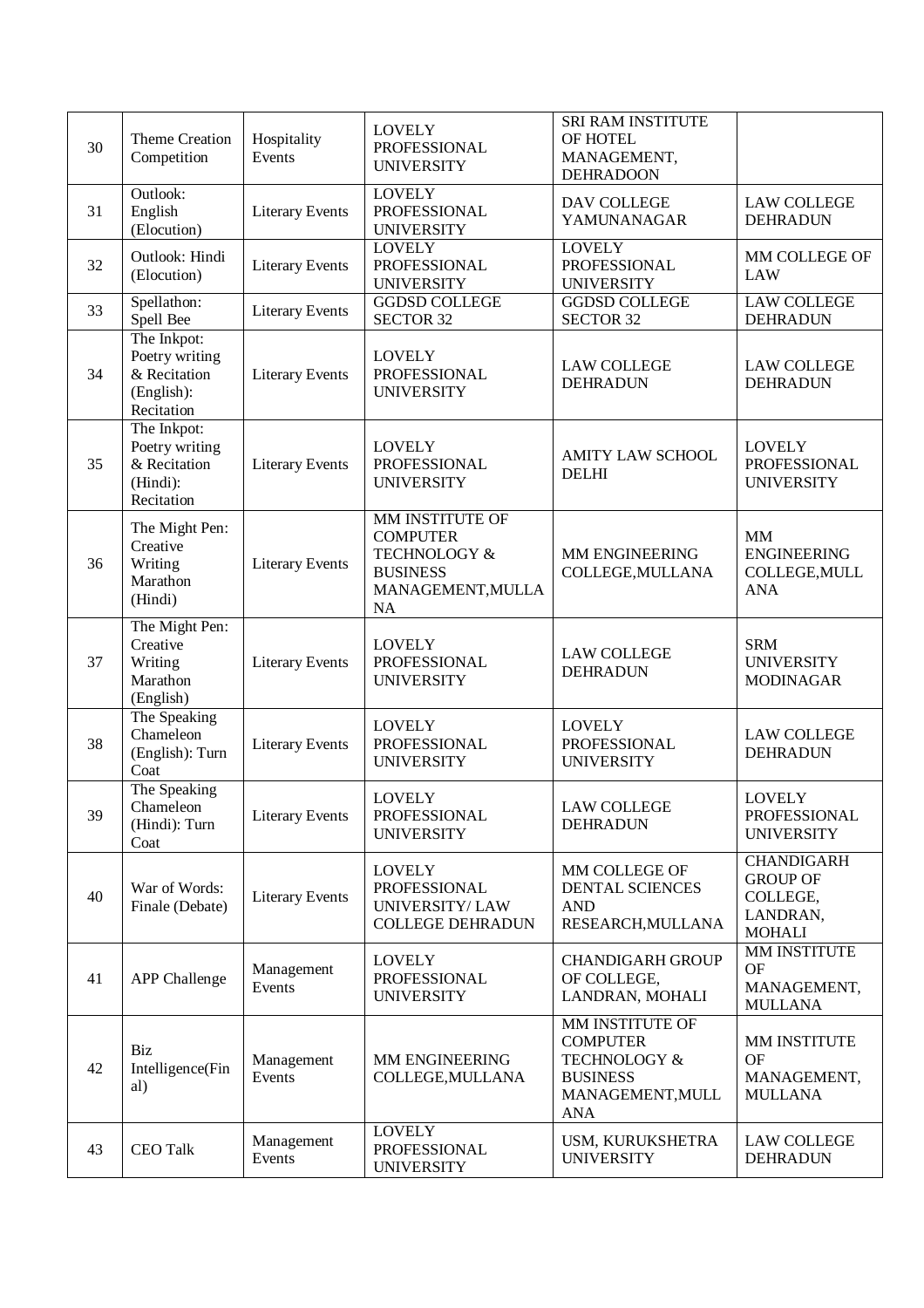| 30 | Theme Creation Competition | Hospitality Events | LOVELY PROFESSIONAL UNIVERSITY | SRI RAM INSTITUTE OF HOTEL MANAGEMENT, DEHRADOON | |
|---|---|---|---|---|---|
| 31 | Outlook: English (Elocution) | Literary Events | LOVELY PROFESSIONAL UNIVERSITY | DAV COLLEGE YAMUNANAGAR | LAW COLLEGE DEHRADUN |
| 32 | Outlook: Hindi (Elocution) | Literary Events | LOVELY PROFESSIONAL UNIVERSITY | LOVELY PROFESSIONAL UNIVERSITY | MM COLLEGE OF LAW |
| 33 | Spellathon: Spell Bee | Literary Events | GGDSD COLLEGE SECTOR 32 | GGDSD COLLEGE SECTOR 32 | LAW COLLEGE DEHRADUN |
| 34 | The Inkpot: Poetry writing & Recitation (English): Recitation | Literary Events | LOVELY PROFESSIONAL UNIVERSITY | LAW COLLEGE DEHRADUN | LAW COLLEGE DEHRADUN |
| 35 | The Inkpot: Poetry writing & Recitation (Hindi): Recitation | Literary Events | LOVELY PROFESSIONAL UNIVERSITY | AMITY LAW SCHOOL DELHI | LOVELY PROFESSIONAL UNIVERSITY |
| 36 | The Might Pen: Creative Writing Marathon (Hindi) | Literary Events | MM INSTITUTE OF COMPUTER TECHNOLOGY & BUSINESS MANAGEMENT,MULLANA | MM ENGINEERING COLLEGE,MULLANA | MM ENGINEERING COLLEGE,MULLANA |
| 37 | The Might Pen: Creative Writing Marathon (English) | Literary Events | LOVELY PROFESSIONAL UNIVERSITY | LAW COLLEGE DEHRADUN | SRM UNIVERSITY MODINAGAR |
| 38 | The Speaking Chameleon (English): Turn Coat | Literary Events | LOVELY PROFESSIONAL UNIVERSITY | LOVELY PROFESSIONAL UNIVERSITY | LAW COLLEGE DEHRADUN |
| 39 | The Speaking Chameleon (Hindi): Turn Coat | Literary Events | LOVELY PROFESSIONAL UNIVERSITY | LAW COLLEGE DEHRADUN | LOVELY PROFESSIONAL UNIVERSITY |
| 40 | War of Words: Finale (Debate) | Literary Events | LOVELY PROFESSIONAL UNIVERSITY/ LAW COLLEGE DEHRADUN | MM COLLEGE OF DENTAL SCIENCES AND RESEARCH,MULLANA | CHANDIGARH GROUP OF COLLEGE, LANDRAN, MOHALI |
| 41 | APP Challenge | Management Events | LOVELY PROFESSIONAL UNIVERSITY | CHANDIGARH GROUP OF COLLEGE, LANDRAN, MOHALI | MM INSTITUTE OF MANAGEMENT, MULLANA |
| 42 | Biz Intelligence(Final) | Management Events | MM ENGINEERING COLLEGE,MULLANA | MM INSTITUTE OF COMPUTER TECHNOLOGY & BUSINESS MANAGEMENT,MULLANA | MM INSTITUTE OF MANAGEMENT, MULLANA |
| 43 | CEO Talk | Management Events | LOVELY PROFESSIONAL UNIVERSITY | USM, KURUKSHETRA UNIVERSITY | LAW COLLEGE DEHRADUN |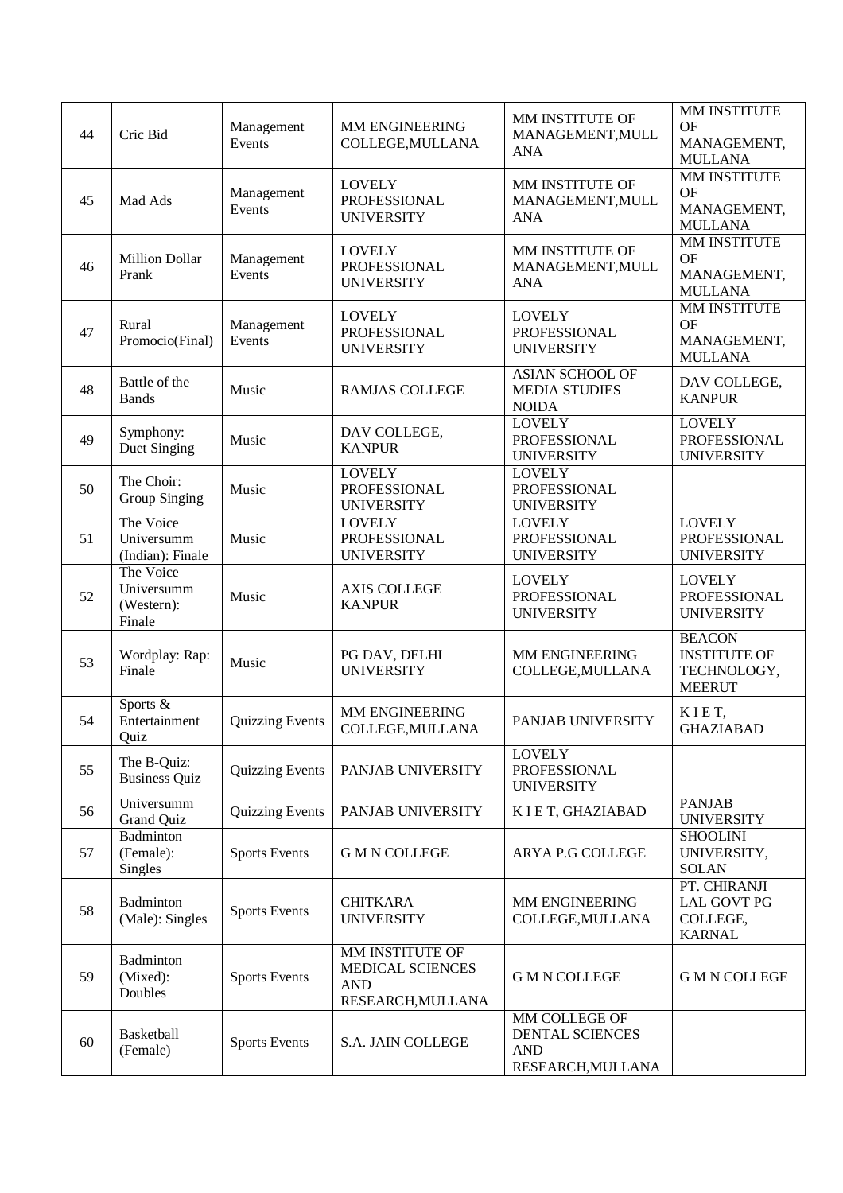| 44 | Cric Bid | Management Events | MM ENGINEERING COLLEGE,MULLANA | MM INSTITUTE OF MANAGEMENT,MULLANA | MM INSTITUTE OF MANAGEMENT, MULLANA |
|---|---|---|---|---|---|
| 45 | Mad Ads | Management Events | LOVELY PROFESSIONAL UNIVERSITY | MM INSTITUTE OF MANAGEMENT,MULLANA | MM INSTITUTE OF MANAGEMENT, MULLANA |
| 46 | Million Dollar Prank | Management Events | LOVELY PROFESSIONAL UNIVERSITY | MM INSTITUTE OF MANAGEMENT,MULLANA | MM INSTITUTE OF MANAGEMENT, MULLANA |
| 47 | Rural Promocio(Final) | Management Events | LOVELY PROFESSIONAL UNIVERSITY | LOVELY PROFESSIONAL UNIVERSITY | MM INSTITUTE OF MANAGEMENT, MULLANA |
| 48 | Battle of the Bands | Music | RAMJAS COLLEGE | ASIAN SCHOOL OF MEDIA STUDIES NOIDA | DAV COLLEGE, KANPUR |
| 49 | Symphony: Duet Singing | Music | DAV COLLEGE, KANPUR | LOVELY PROFESSIONAL UNIVERSITY | LOVELY PROFESSIONAL UNIVERSITY |
| 50 | The Choir: Group Singing | Music | LOVELY PROFESSIONAL UNIVERSITY | LOVELY PROFESSIONAL UNIVERSITY | |
| 51 | The Voice Universumm (Indian): Finale | Music | LOVELY PROFESSIONAL UNIVERSITY | LOVELY PROFESSIONAL UNIVERSITY | LOVELY PROFESSIONAL UNIVERSITY |
| 52 | The Voice Universumm (Western): Finale | Music | AXIS COLLEGE KANPUR | LOVELY PROFESSIONAL UNIVERSITY | LOVELY PROFESSIONAL UNIVERSITY |
| 53 | Wordplay: Rap: Finale | Music | PG DAV, DELHI UNIVERSITY | MM ENGINEERING COLLEGE,MULLANA | BEACON INSTITUTE OF TECHNOLOGY, MEERUT |
| 54 | Sports & Entertainment Quiz | Quizzing Events | MM ENGINEERING COLLEGE,MULLANA | PANJAB UNIVERSITY | K I E T, GHAZIABAD |
| 55 | The B-Quiz: Business Quiz | Quizzing Events | PANJAB UNIVERSITY | LOVELY PROFESSIONAL UNIVERSITY | |
| 56 | Universumm Grand Quiz | Quizzing Events | PANJAB UNIVERSITY | K I E T, GHAZIABAD | PANJAB UNIVERSITY |
| 57 | Badminton (Female): Singles | Sports Events | G M N COLLEGE | ARYA P.G COLLEGE | SHOOLINI UNIVERSITY, SOLAN |
| 58 | Badminton (Male): Singles | Sports Events | CHITKARA UNIVERSITY | MM ENGINEERING COLLEGE,MULLANA | PT. CHIRANJI LAL GOVT PG COLLEGE, KARNAL |
| 59 | Badminton (Mixed): Doubles | Sports Events | MM INSTITUTE OF MEDICAL SCIENCES AND RESEARCH,MULLANA | G M N COLLEGE | G M N COLLEGE |
| 60 | Basketball (Female) | Sports Events | S.A. JAIN COLLEGE | MM COLLEGE OF DENTAL SCIENCES AND RESEARCH,MULLANA | |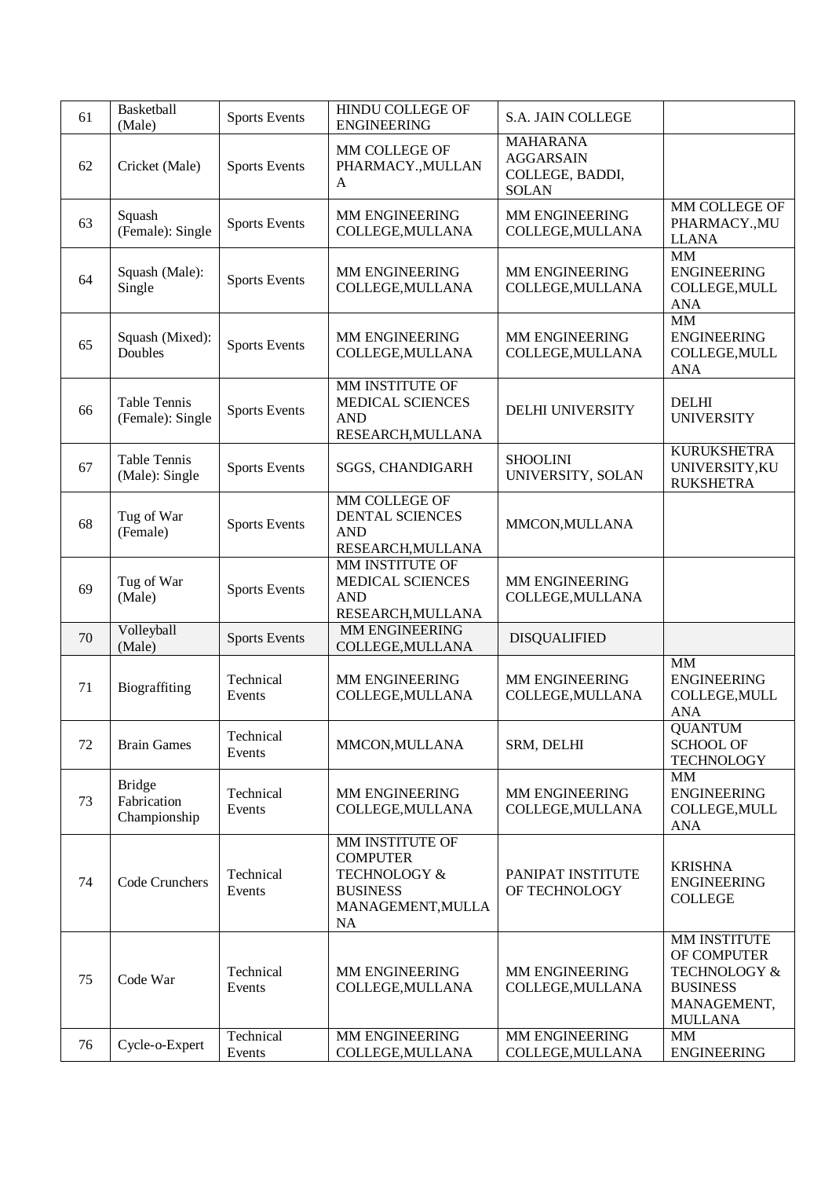| 61 | Basketball (Male) | Sports Events | HINDU COLLEGE OF ENGINEERING | S.A. JAIN COLLEGE | |
|---|---|---|---|---|---|
| 62 | Cricket (Male) | Sports Events | MM COLLEGE OF PHARMACY.,MULLANA | MAHARANA AGGARSAIN COLLEGE, BADDI, SOLAN | |
| 63 | Squash (Female): Single | Sports Events | MM ENGINEERING COLLEGE,MULLANA | MM ENGINEERING COLLEGE,MULLANA | MM COLLEGE OF PHARMACY.,MULLANA |
| 64 | Squash (Male): Single | Sports Events | MM ENGINEERING COLLEGE,MULLANA | MM ENGINEERING COLLEGE,MULLANA | MM ENGINEERING COLLEGE,MULLANA |
| 65 | Squash (Mixed): Doubles | Sports Events | MM ENGINEERING COLLEGE,MULLANA | MM ENGINEERING COLLEGE,MULLANA | MM ENGINEERING COLLEGE,MULLANA |
| 66 | Table Tennis (Female): Single | Sports Events | MM INSTITUTE OF MEDICAL SCIENCES AND RESEARCH,MULLANA | DELHI UNIVERSITY | DELHI UNIVERSITY |
| 67 | Table Tennis (Male): Single | Sports Events | SGGS, CHANDIGARH | SHOOLINI UNIVERSITY, SOLAN | KURUKSHETRA UNIVERSITY,KURUKSHETRA |
| 68 | Tug of War (Female) | Sports Events | MM COLLEGE OF DENTAL SCIENCES AND RESEARCH,MULLANA | MMCON,MULLANA | |
| 69 | Tug of War (Male) | Sports Events | MM INSTITUTE OF MEDICAL SCIENCES AND RESEARCH,MULLANA | MM ENGINEERING COLLEGE,MULLANA | |
| 70 | Volleyball (Male) | Sports Events | MM ENGINEERING COLLEGE,MULLANA | DISQUALIFIED | |
| 71 | Biograffiting | Technical Events | MM ENGINEERING COLLEGE,MULLANA | MM ENGINEERING COLLEGE,MULLANA | MM ENGINEERING COLLEGE,MULLANA |
| 72 | Brain Games | Technical Events | MMCON,MULLANA | SRM, DELHI | QUANTUM SCHOOL OF TECHNOLOGY |
| 73 | Bridge Fabrication Championship | Technical Events | MM ENGINEERING COLLEGE,MULLANA | MM ENGINEERING COLLEGE,MULLANA | MM ENGINEERING COLLEGE,MULLANA |
| 74 | Code Crunchers | Technical Events | MM INSTITUTE OF COMPUTER TECHNOLOGY & BUSINESS MANAGEMENT,MULLANA | PANIPAT INSTITUTE OF TECHNOLOGY | KRISHNA ENGINEERING COLLEGE |
| 75 | Code War | Technical Events | MM ENGINEERING COLLEGE,MULLANA | MM ENGINEERING COLLEGE,MULLANA | MM INSTITUTE OF COMPUTER TECHNOLOGY & BUSINESS MANAGEMENT, MULLANA |
| 76 | Cycle-o-Expert | Technical Events | MM ENGINEERING COLLEGE,MULLANA | MM ENGINEERING COLLEGE,MULLANA | MM ENGINEERING |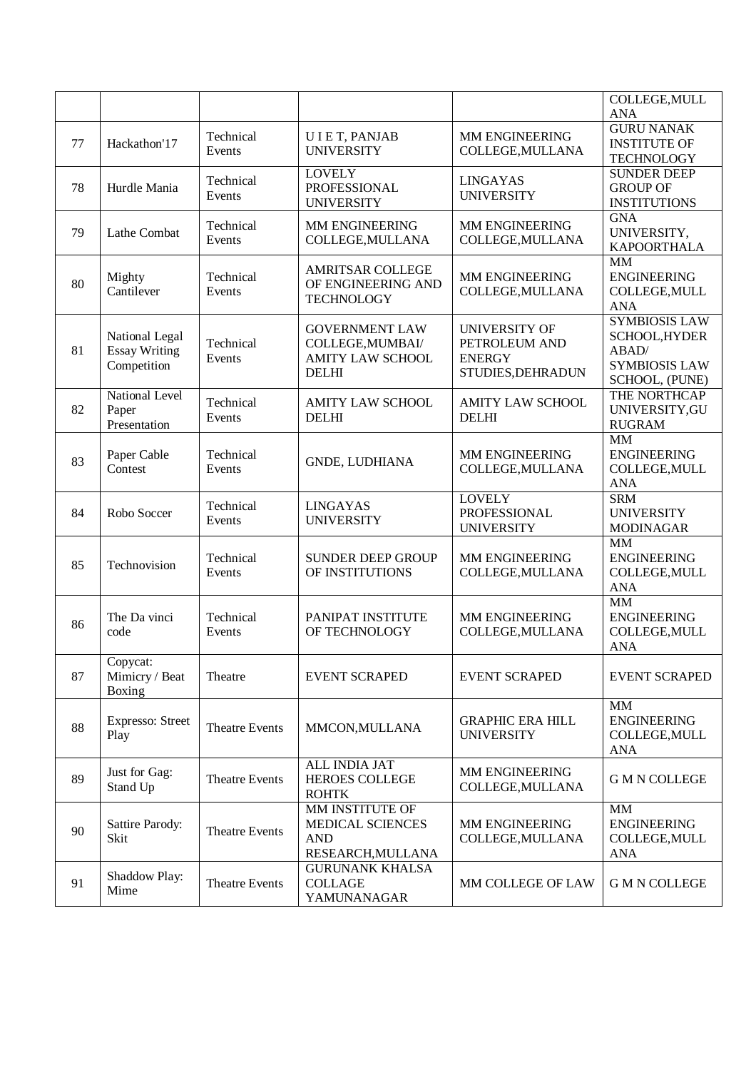| | | | | | COLLEGE,MULLANA |
|---|---|---|---|---|---|
| 77 | Hackathon'17 | Technical Events | U I E T, PANJAB UNIVERSITY | MM ENGINEERING COLLEGE,MULLANA | GURU NANAK INSTITUTE OF TECHNOLOGY |
| 78 | Hurdle Mania | Technical Events | LOVELY PROFESSIONAL UNIVERSITY | LINGAYAS UNIVERSITY | SUNDER DEEP GROUP OF INSTITUTIONS |
| 79 | Lathe Combat | Technical Events | MM ENGINEERING COLLEGE,MULLANA | MM ENGINEERING COLLEGE,MULLANA | GNA UNIVERSITY, KAPOORTHALA |
| 80 | Mighty Cantilever | Technical Events | AMRITSAR COLLEGE OF ENGINEERING AND TECHNOLOGY | MM ENGINEERING COLLEGE,MULLANA | MM ENGINEERING COLLEGE,MULLANA |
| 81 | National Legal Essay Writing Competition | Technical Events | GOVERNMENT LAW COLLEGE,MUMBAI/ AMITY LAW SCHOOL DELHI | UNIVERSITY OF PETROLEUM AND ENERGY STUDIES,DEHRADUN | SYMBIOSIS LAW SCHOOL,HYDERABAD/ SYMBIOSIS LAW SCHOOL, (PUNE) |
| 82 | National Level Paper Presentation | Technical Events | AMITY LAW SCHOOL DELHI | AMITY LAW SCHOOL DELHI | THE NORTHCAP UNIVERSITY,GURUGRAM |
| 83 | Paper Cable Contest | Technical Events | GNDE, LUDHIANA | MM ENGINEERING COLLEGE,MULLANA | MM ENGINEERING COLLEGE,MULLANA |
| 84 | Robo Soccer | Technical Events | LINGAYAS UNIVERSITY | LOVELY PROFESSIONAL UNIVERSITY | SRM UNIVERSITY MODINAGAR |
| 85 | Technovision | Technical Events | SUNDER DEEP GROUP OF INSTITUTIONS | MM ENGINEERING COLLEGE,MULLANA | MM ENGINEERING COLLEGE,MULLANA |
| 86 | The Da vinci code | Technical Events | PANIPAT INSTITUTE OF TECHNOLOGY | MM ENGINEERING COLLEGE,MULLANA | MM ENGINEERING COLLEGE,MULLANA |
| 87 | Copycat: Mimicry / Beat Boxing | Theatre | EVENT SCRAPED | EVENT SCRAPED | EVENT SCRAPED |
| 88 | Expresso: Street Play | Theatre Events | MMCON,MULLANA | GRAPHIC ERA HILL UNIVERSITY | MM ENGINEERING COLLEGE,MULLANA |
| 89 | Just for Gag: Stand Up | Theatre Events | ALL INDIA JAT HEROES COLLEGE ROHTK | MM ENGINEERING COLLEGE,MULLANA | G M N COLLEGE |
| 90 | Sattire Parody: Skit | Theatre Events | MM INSTITUTE OF MEDICAL SCIENCES AND RESEARCH,MULLANA | MM ENGINEERING COLLEGE,MULLANA | MM ENGINEERING COLLEGE,MULLANA |
| 91 | Shaddow Play: Mime | Theatre Events | GURUNANK KHALSA COLLAGE YAMUNANAGAR | MM COLLEGE OF LAW | G M N COLLEGE |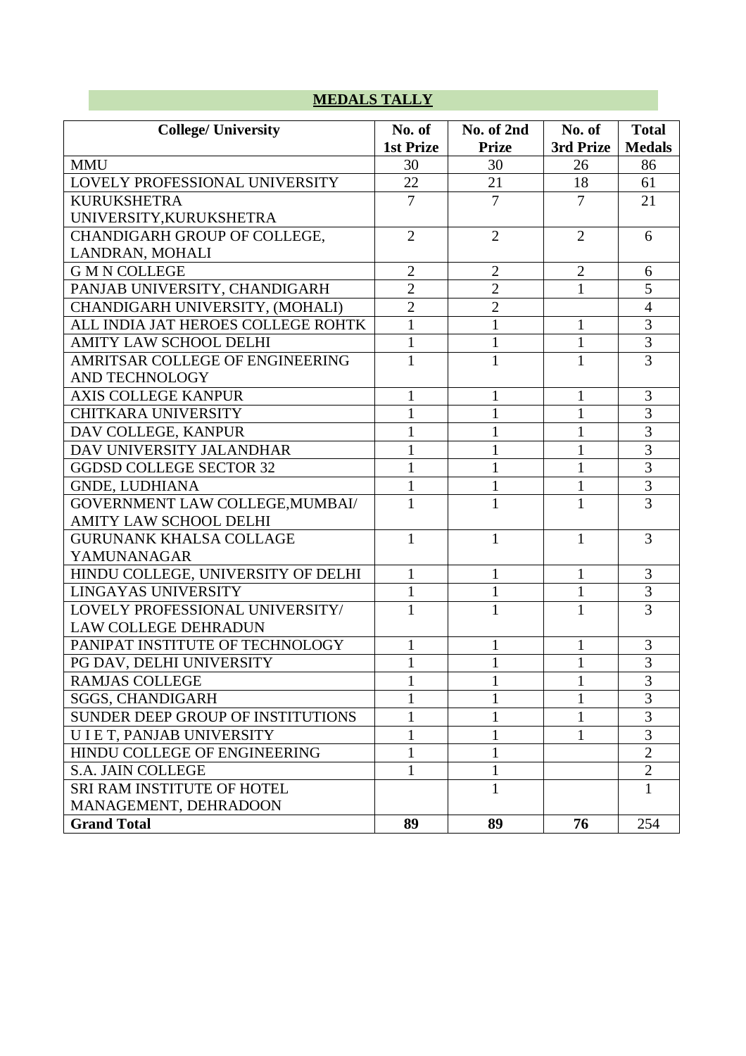## MEDALS TALLY

| College/ University | No. of 1st Prize | No. of 2nd Prize | No. of 3rd Prize | Total Medals |
|---|---|---|---|---|
| MMU | 30 | 30 | 26 | 86 |
| LOVELY PROFESSIONAL UNIVERSITY | 22 | 21 | 18 | 61 |
| KURUKSHETRA UNIVERSITY,KURUKSHETRA | 7 | 7 | 7 | 21 |
| CHANDIGARH GROUP OF COLLEGE, LANDRAN, MOHALI | 2 | 2 | 2 | 6 |
| G M N COLLEGE | 2 | 2 | 2 | 6 |
| PANJAB UNIVERSITY, CHANDIGARH | 2 | 2 | 1 | 5 |
| CHANDIGARH UNIVERSITY, (MOHALI) | 2 | 2 | | 4 |
| ALL INDIA JAT HEROES COLLEGE ROHTK | 1 | 1 | 1 | 3 |
| AMITY LAW SCHOOL DELHI | 1 | 1 | 1 | 3 |
| AMRITSAR COLLEGE OF ENGINEERING AND TECHNOLOGY | 1 | 1 | 1 | 3 |
| AXIS COLLEGE KANPUR | 1 | 1 | 1 | 3 |
| CHITKARA UNIVERSITY | 1 | 1 | 1 | 3 |
| DAV COLLEGE, KANPUR | 1 | 1 | 1 | 3 |
| DAV UNIVERSITY JALANDHAR | 1 | 1 | 1 | 3 |
| GGDSD COLLEGE SECTOR 32 | 1 | 1 | 1 | 3 |
| GNDE, LUDHIANA | 1 | 1 | 1 | 3 |
| GOVERNMENT LAW COLLEGE,MUMBAI/ AMITY LAW SCHOOL DELHI | 1 | 1 | 1 | 3 |
| GURUNANK KHALSA COLLAGE YAMUNANAGAR | 1 | 1 | 1 | 3 |
| HINDU COLLEGE, UNIVERSITY OF DELHI | 1 | 1 | 1 | 3 |
| LINGAYAS UNIVERSITY | 1 | 1 | 1 | 3 |
| LOVELY PROFESSIONAL UNIVERSITY/ LAW COLLEGE DEHRADUN | 1 | 1 | 1 | 3 |
| PANIPAT INSTITUTE OF TECHNOLOGY | 1 | 1 | 1 | 3 |
| PG DAV, DELHI UNIVERSITY | 1 | 1 | 1 | 3 |
| RAMJAS COLLEGE | 1 | 1 | 1 | 3 |
| SGGS, CHANDIGARH | 1 | 1 | 1 | 3 |
| SUNDER DEEP GROUP OF INSTITUTIONS | 1 | 1 | 1 | 3 |
| U I E T, PANJAB UNIVERSITY | 1 | 1 | 1 | 3 |
| HINDU COLLEGE OF ENGINEERING | 1 | 1 | | 2 |
| S.A. JAIN COLLEGE | 1 | 1 | | 2 |
| SRI RAM INSTITUTE OF HOTEL MANAGEMENT, DEHRADOON | | 1 | | 1 |
| **Grand Total** | **89** | **89** | **76** | 254 |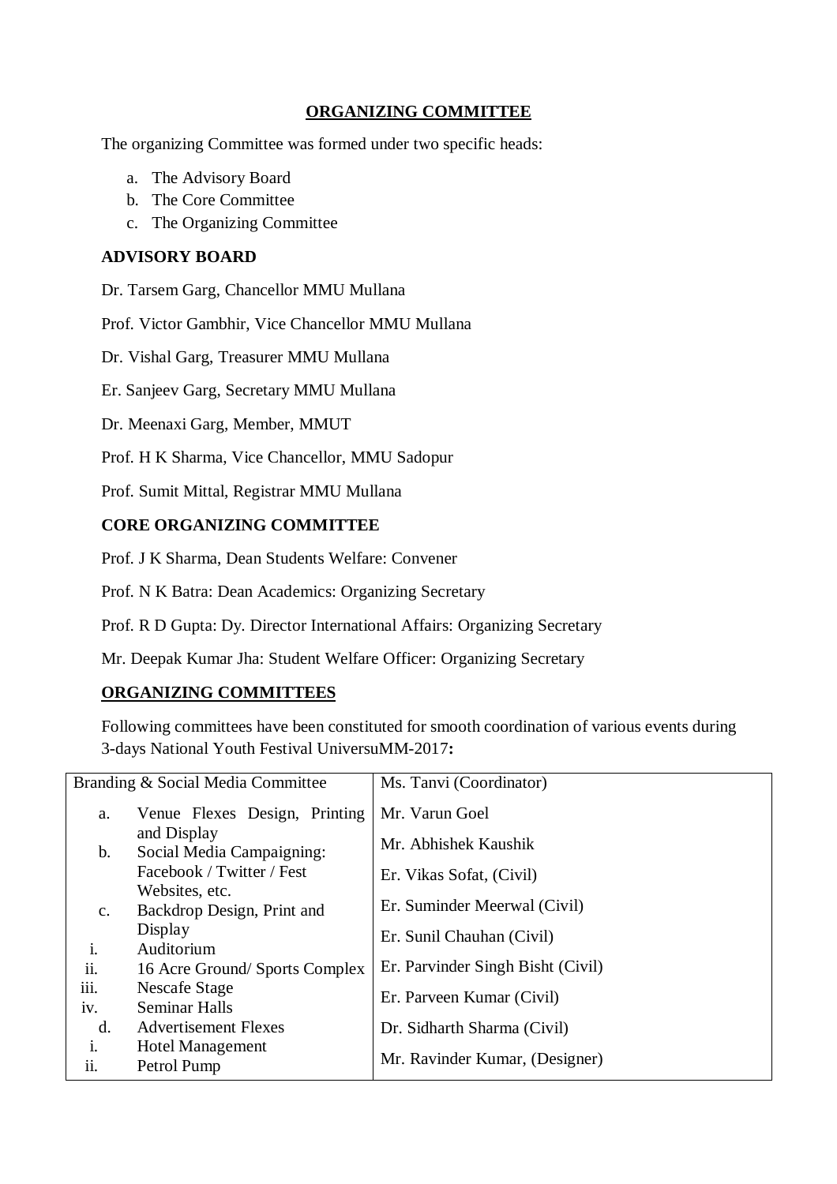## ORGANIZING COMMITTEE

The organizing Committee was formed under two specific heads:

a. The Advisory Board
b. The Core Committee
c. The Organizing Committee

### ADVISORY BOARD

Dr. Tarsem Garg, Chancellor MMU Mullana

Prof. Victor Gambhir, Vice Chancellor MMU Mullana

Dr. Vishal Garg, Treasurer MMU Mullana

Er. Sanjeev Garg, Secretary MMU Mullana

Dr. Meenaxi Garg, Member, MMUT

Prof. H K Sharma, Vice Chancellor, MMU Sadopur

Prof. Sumit Mittal, Registrar MMU Mullana

### CORE ORGANIZING COMMITTEE

Prof. J K Sharma, Dean Students Welfare: Convener

Prof. N K Batra: Dean Academics: Organizing Secretary

Prof. R D Gupta: Dy. Director International Affairs: Organizing Secretary

Mr. Deepak Kumar Jha: Student Welfare Officer: Organizing Secretary

### ORGANIZING COMMITTEES

Following committees have been constituted for smooth coordination of various events during 3-days National Youth Festival UniversuMM-2017**:**

| Branding & Social Media Committee | Ms. Tanvi (Coordinator) |
|---|---|
| a. Venue Flexes Design, Printing and Display<br>b. Social Media Campaigning: Facebook / Twitter / Fest Websites, etc.<br>c. Backdrop Design, Print and Display<br>i. Auditorium<br>ii. 16 Acre Ground/ Sports Complex<br>iii. Nescafe Stage<br>iv. Seminar Halls<br>d. Advertisement Flexes<br>i. Hotel Management<br>ii. Petrol Pump | Mr. Varun Goel<br>Mr. Abhishek Kaushik<br>Er. Vikas Sofat, (Civil)<br>Er. Suminder Meerwal (Civil)<br>Er. Sunil Chauhan (Civil)<br>Er. Parvinder Singh Bisht (Civil)<br>Er. Parveen Kumar (Civil)<br>Dr. Sidharth Sharma (Civil)<br>Mr. Ravinder Kumar, (Designer) |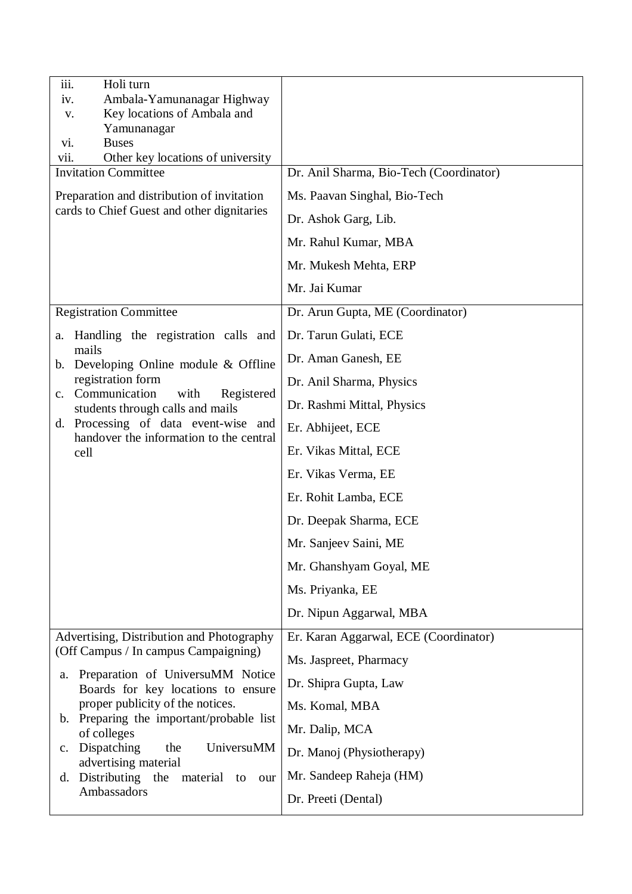| | |
|---|---|
| iii. Holi turn<br>iv. Ambala-Yamunanagar Highway<br>v. Key locations of Ambala and Yamunanagar<br>vi. Buses<br>vii. Other key locations of university | |
| Invitation Committee<br><br>Preparation and distribution of invitation cards to Chief Guest and other dignitaries | Dr. Anil Sharma, Bio-Tech (Coordinator)<br>Ms. Paavan Singhal, Bio-Tech<br>Dr. Ashok Garg, Lib.<br>Mr. Rahul Kumar, MBA<br>Mr. Mukesh Mehta, ERP<br>Mr. Jai Kumar |
| Registration Committee<br><br>a. Handling the registration calls and mails<br>b. Developing Online module & Offline registration form<br>c. Communication with Registered students through calls and mails<br>d. Processing of data event-wise and handover the information to the central cell | Dr. Arun Gupta, ME (Coordinator)<br>Dr. Tarun Gulati, ECE<br>Dr. Aman Ganesh, EE<br>Dr. Anil Sharma, Physics<br>Dr. Rashmi Mittal, Physics<br>Er. Abhijeet, ECE<br>Er. Vikas Mittal, ECE<br>Er. Vikas Verma, EE<br>Er. Rohit Lamba, ECE<br>Dr. Deepak Sharma, ECE<br>Mr. Sanjeev Saini, ME<br>Mr. Ghanshyam Goyal, ME<br>Ms. Priyanka, EE<br>Dr. Nipun Aggarwal, MBA |
| Advertising, Distribution and Photography (Off Campus / In campus Campaigning)<br><br>a. Preparation of UniversuMM Notice Boards for key locations to ensure proper publicity of the notices.<br>b. Preparing the important/probable list of colleges<br>c. Dispatching the UniversuMM advertising material<br>d. Distributing the material to our Ambassadors | Er. Karan Aggarwal, ECE (Coordinator)<br>Ms. Jaspreet, Pharmacy<br>Dr. Shipra Gupta, Law<br>Ms. Komal, MBA<br>Mr. Dalip, MCA<br>Dr. Manoj (Physiotherapy)<br>Mr. Sandeep Raheja (HM)<br>Dr. Preeti (Dental) |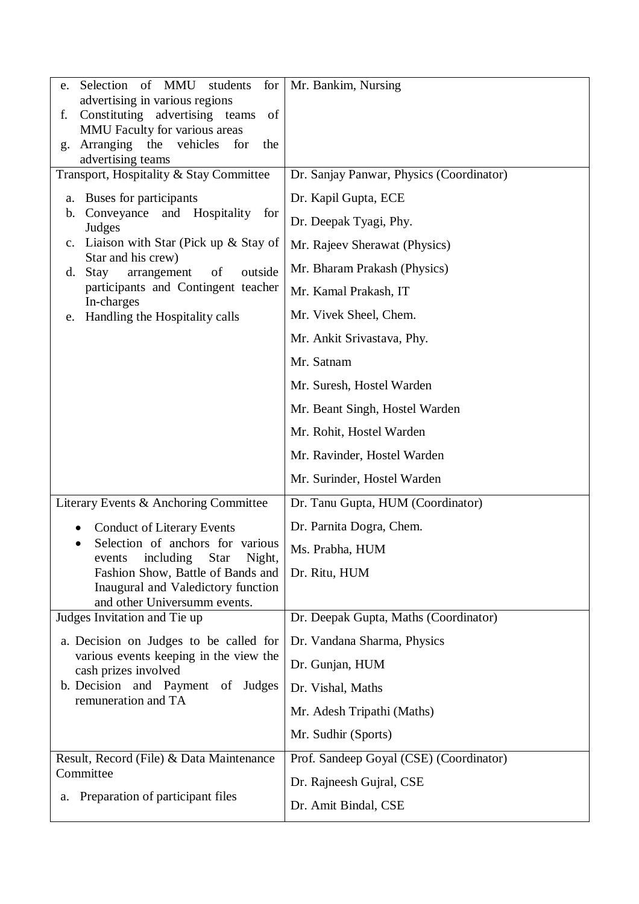| | |
|---|---|
| e. Selection of MMU students for advertising in various regions<br>f. Constituting advertising teams of MMU Faculty for various areas<br>g. Arranging the vehicles for the advertising teams | Mr. Bankim, Nursing |
| Transport, Hospitality & Stay Committee<br><br>a. Buses for participants<br>b. Conveyance and Hospitality for Judges<br>c. Liaison with Star (Pick up & Stay of Star and his crew)<br>d. Stay arrangement of outside participants and Contingent teacher In-charges<br>e. Handling the Hospitality calls | Dr. Sanjay Panwar, Physics (Coordinator)<br>Dr. Kapil Gupta, ECE<br>Dr. Deepak Tyagi, Phy.<br>Mr. Rajeev Sherawat (Physics)<br>Mr. Bharam Prakash (Physics)<br>Mr. Kamal Prakash, IT<br>Mr. Vivek Sheel, Chem.<br>Mr. Ankit Srivastava, Phy.<br>Mr. Satnam<br>Mr. Suresh, Hostel Warden<br>Mr. Beant Singh, Hostel Warden<br>Mr. Rohit, Hostel Warden<br>Mr. Ravinder, Hostel Warden<br>Mr. Surinder, Hostel Warden |
| Literary Events & Anchoring Committee<br><br>• Conduct of Literary Events<br>• Selection of anchors for various events including Star Night, Fashion Show, Battle of Bands and Inaugural and Valedictory function and other Universumm events. | Dr. Tanu Gupta, HUM (Coordinator)<br>Dr. Parnita Dogra, Chem.<br>Ms. Prabha, HUM<br>Dr. Ritu, HUM |
| Judges Invitation and Tie up<br><br>a. Decision on Judges to be called for various events keeping in the view the cash prizes involved<br>b. Decision and Payment of Judges remuneration and TA | Dr. Deepak Gupta, Maths (Coordinator)<br>Dr. Vandana Sharma, Physics<br>Dr. Gunjan, HUM<br>Dr. Vishal, Maths<br>Mr. Adesh Tripathi (Maths)<br>Mr. Sudhir (Sports) |
| Result, Record (File) & Data Maintenance Committee<br><br>a. Preparation of participant files | Prof. Sandeep Goyal (CSE) (Coordinator)<br>Dr. Rajneesh Gujral, CSE<br>Dr. Amit Bindal, CSE |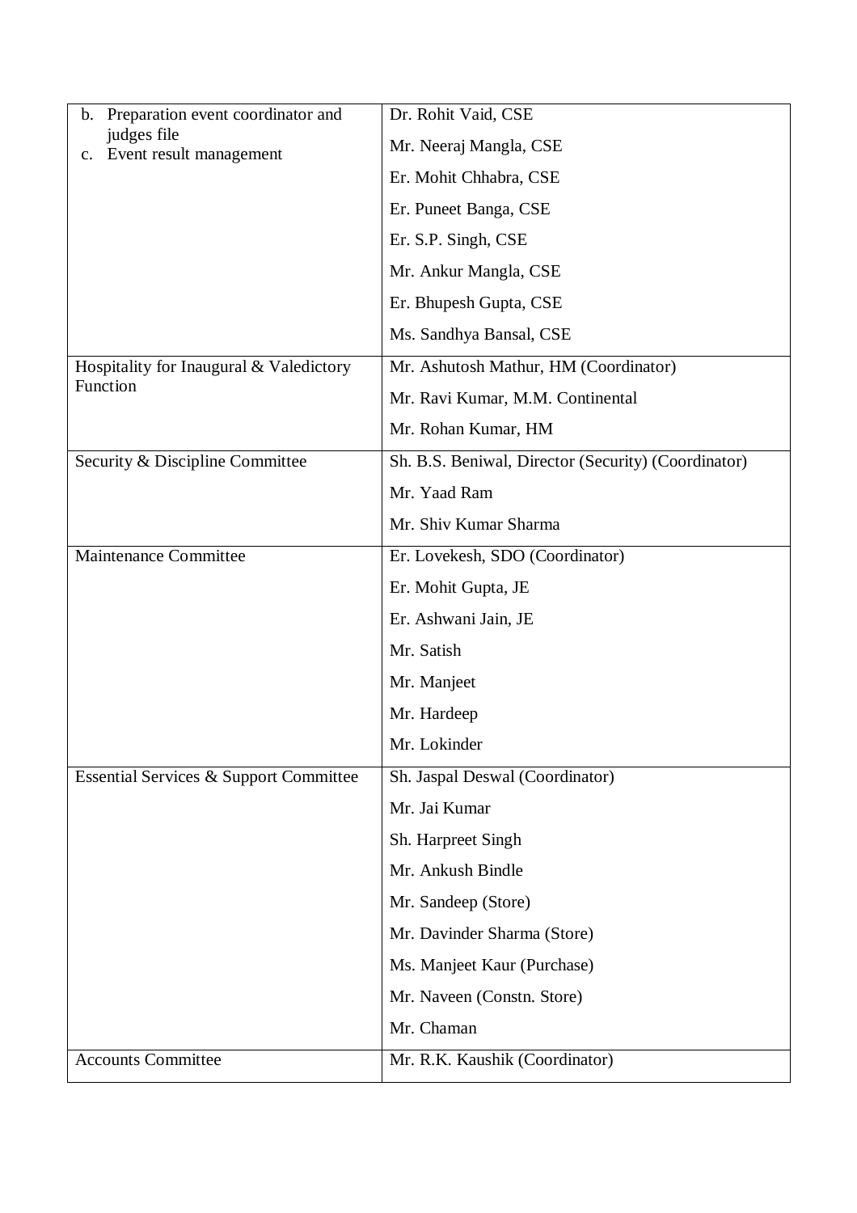| | |
|---|---|
| b. Preparation event coordinator and judges file<br>c. Event result management | Dr. Rohit Vaid, CSE<br>Mr. Neeraj Mangla, CSE<br>Er. Mohit Chhabra, CSE<br>Er. Puneet Banga, CSE<br>Er. S.P. Singh, CSE<br>Mr. Ankur Mangla, CSE<br>Er. Bhupesh Gupta, CSE<br>Ms. Sandhya Bansal, CSE |
| Hospitality for Inaugural & Valedictory Function | Mr. Ashutosh Mathur, HM (Coordinator)<br>Mr. Ravi Kumar, M.M. Continental<br>Mr. Rohan Kumar, HM |
| Security & Discipline Committee | Sh. B.S. Beniwal, Director (Security) (Coordinator)<br>Mr. Yaad Ram<br>Mr. Shiv Kumar Sharma |
| Maintenance Committee | Er. Lovekesh, SDO (Coordinator)<br>Er. Mohit Gupta, JE<br>Er. Ashwani Jain, JE<br>Mr. Satish<br>Mr. Manjeet<br>Mr. Hardeep<br>Mr. Lokinder |
| Essential Services & Support Committee | Sh. Jaspal Deswal (Coordinator)<br>Mr. Jai Kumar<br>Sh. Harpreet Singh<br>Mr. Ankush Bindle<br>Mr. Sandeep (Store)<br>Mr. Davinder Sharma (Store)<br>Ms. Manjeet Kaur (Purchase)<br>Mr. Naveen (Constn. Store)<br>Mr. Chaman |
| Accounts Committee | Mr. R.K. Kaushik (Coordinator) |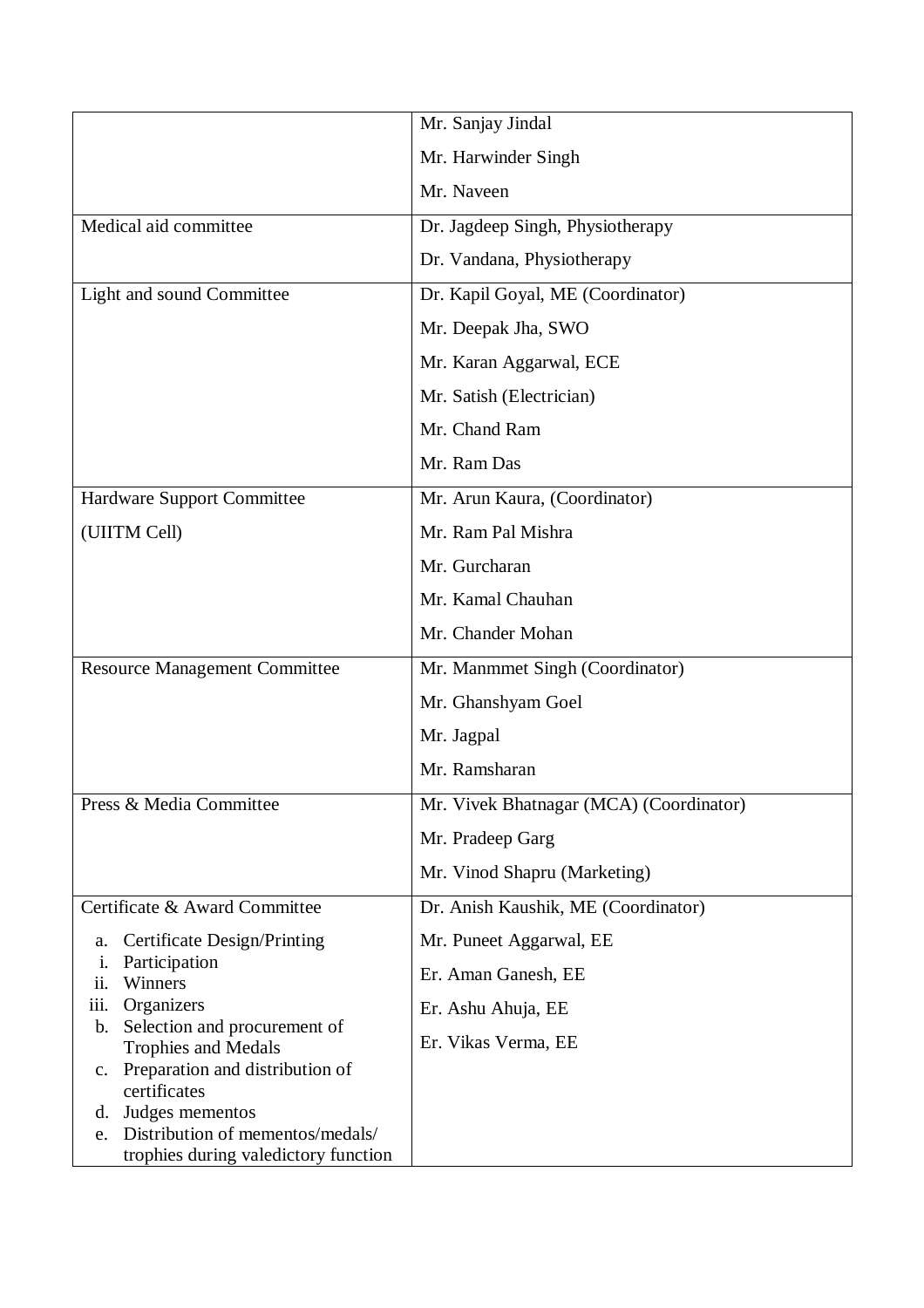| | |
|---|---|
| | Mr. Sanjay Jindal<br>Mr. Harwinder Singh<br>Mr. Naveen |
| Medical aid committee | Dr. Jagdeep Singh, Physiotherapy<br>Dr. Vandana, Physiotherapy |
| Light and sound Committee | Dr. Kapil Goyal, ME (Coordinator)<br>Mr. Deepak Jha, SWO<br>Mr. Karan Aggarwal, ECE<br>Mr. Satish (Electrician)<br>Mr. Chand Ram<br>Mr. Ram Das |
| Hardware Support Committee<br>(UIITM Cell) | Mr. Arun Kaura, (Coordinator)<br>Mr. Ram Pal Mishra<br>Mr. Gurcharan<br>Mr. Kamal Chauhan<br>Mr. Chander Mohan |
| Resource Management Committee | Mr. Manmmet Singh (Coordinator)<br>Mr. Ghanshyam Goel<br>Mr. Jagpal<br>Mr. Ramsharan |
| Press & Media Committee | Mr. Vivek Bhatnagar (MCA) (Coordinator)<br>Mr. Pradeep Garg<br>Mr. Vinod Shapru (Marketing) |
| Certificate & Award Committee<br>a. Certificate Design/Printing<br>i. Participation<br>ii. Winners<br>iii. Organizers<br>b. Selection and procurement of Trophies and Medals<br>c. Preparation and distribution of certificates<br>d. Judges mementos<br>e. Distribution of mementos/medals/ trophies during valedictory function | Dr. Anish Kaushik, ME (Coordinator)<br>Mr. Puneet Aggarwal, EE<br>Er. Aman Ganesh, EE<br>Er. Ashu Ahuja, EE<br>Er. Vikas Verma, EE |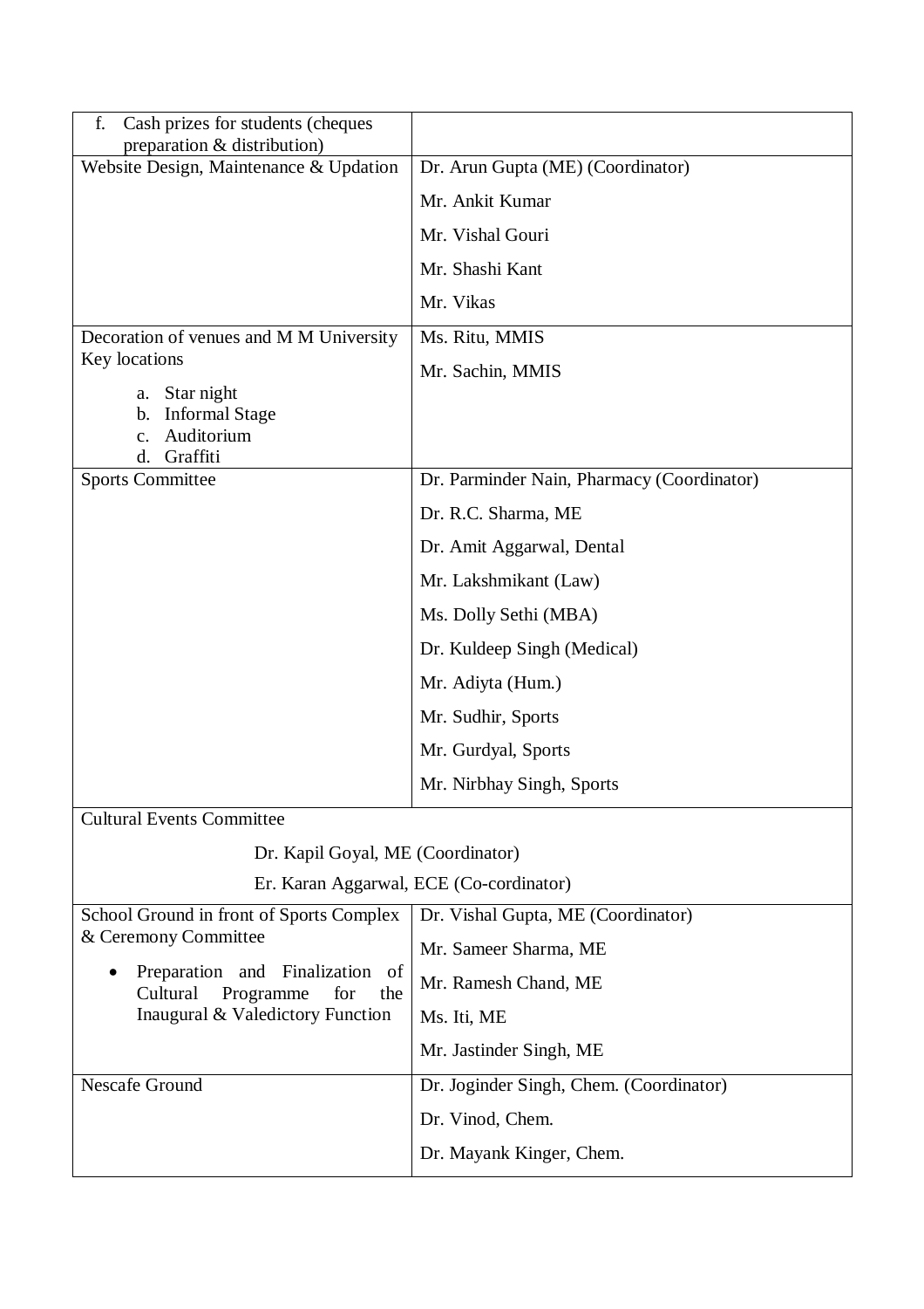| | |
|---|---|
| f. Cash prizes for students (cheques preparation & distribution) | |
| Website Design, Maintenance & Updation | Dr. Arun Gupta (ME) (Coordinator)<br>Mr. Ankit Kumar<br>Mr. Vishal Gouri<br>Mr. Shashi Kant<br>Mr. Vikas |
| Decoration of venues and M M University Key locations<br>a. Star night<br>b. Informal Stage<br>c. Auditorium<br>d. Graffiti | Ms. Ritu, MMIS<br>Mr. Sachin, MMIS |
| Sports Committee | Dr. Parminder Nain, Pharmacy (Coordinator)<br>Dr. R.C. Sharma, ME<br>Dr. Amit Aggarwal, Dental<br>Mr. Lakshmikant (Law)<br>Ms. Dolly Sethi (MBA)<br>Dr. Kuldeep Singh (Medical)<br>Mr. Adiyta (Hum.)<br>Mr. Sudhir, Sports<br>Mr. Gurdyal, Sports<br>Mr. Nirbhay Singh, Sports |
| Cultural Events Committee<br>Dr. Kapil Goyal, ME (Coordinator)<br>Er. Karan Aggarwal, ECE (Co-cordinator) | |
| School Ground in front of Sports Complex & Ceremony Committee<br>• Preparation and Finalization of Cultural Programme for the Inaugural & Valedictory Function | Dr. Vishal Gupta, ME (Coordinator)<br>Mr. Sameer Sharma, ME<br>Mr. Ramesh Chand, ME<br>Ms. Iti, ME<br>Mr. Jastinder Singh, ME |
| Nescafe Ground | Dr. Joginder Singh, Chem. (Coordinator)<br>Dr. Vinod, Chem.<br>Dr. Mayank Kinger, Chem. |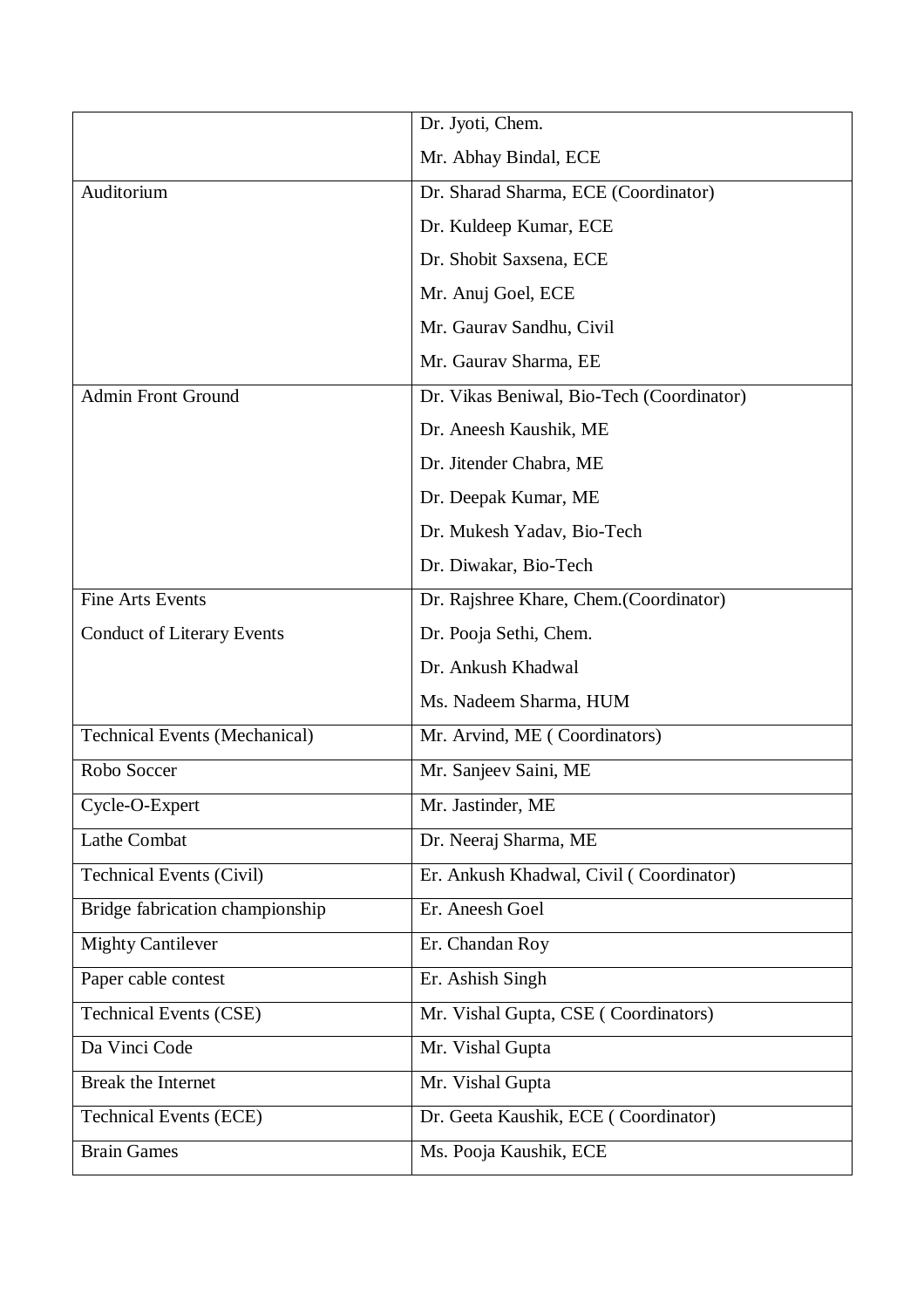| | |
|---|---|
| | Dr. Jyoti, Chem.<br>Mr. Abhay Bindal, ECE |
| Auditorium | Dr. Sharad Sharma, ECE (Coordinator)<br>Dr. Kuldeep Kumar, ECE<br>Dr. Shobit Saxsena, ECE<br>Mr. Anuj Goel, ECE<br>Mr. Gaurav Sandhu, Civil<br>Mr. Gaurav Sharma, EE |
| Admin Front Ground | Dr. Vikas Beniwal, Bio-Tech (Coordinator)<br>Dr. Aneesh Kaushik, ME<br>Dr. Jitender Chabra, ME<br>Dr. Deepak Kumar, ME<br>Dr. Mukesh Yadav, Bio-Tech<br>Dr. Diwakar, Bio-Tech |
| Fine Arts Events<br>Conduct of Literary Events | Dr. Rajshree Khare, Chem.(Coordinator)<br>Dr. Pooja Sethi, Chem.<br>Dr. Ankush Khadwal<br>Ms. Nadeem Sharma, HUM |
| Technical Events (Mechanical) | Mr. Arvind, ME ( Coordinators) |
| Robo Soccer | Mr. Sanjeev Saini, ME |
| Cycle-O-Expert | Mr. Jastinder, ME |
| Lathe Combat | Dr. Neeraj Sharma, ME |
| Technical Events (Civil) | Er. Ankush Khadwal, Civil ( Coordinator) |
| Bridge fabrication championship | Er. Aneesh Goel |
| Mighty Cantilever | Er. Chandan Roy |
| Paper cable contest | Er. Ashish Singh |
| Technical Events (CSE) | Mr. Vishal Gupta, CSE ( Coordinators) |
| Da Vinci Code | Mr. Vishal Gupta |
| Break the Internet | Mr. Vishal Gupta |
| Technical Events (ECE) | Dr. Geeta Kaushik, ECE ( Coordinator) |
| Brain Games | Ms. Pooja Kaushik, ECE |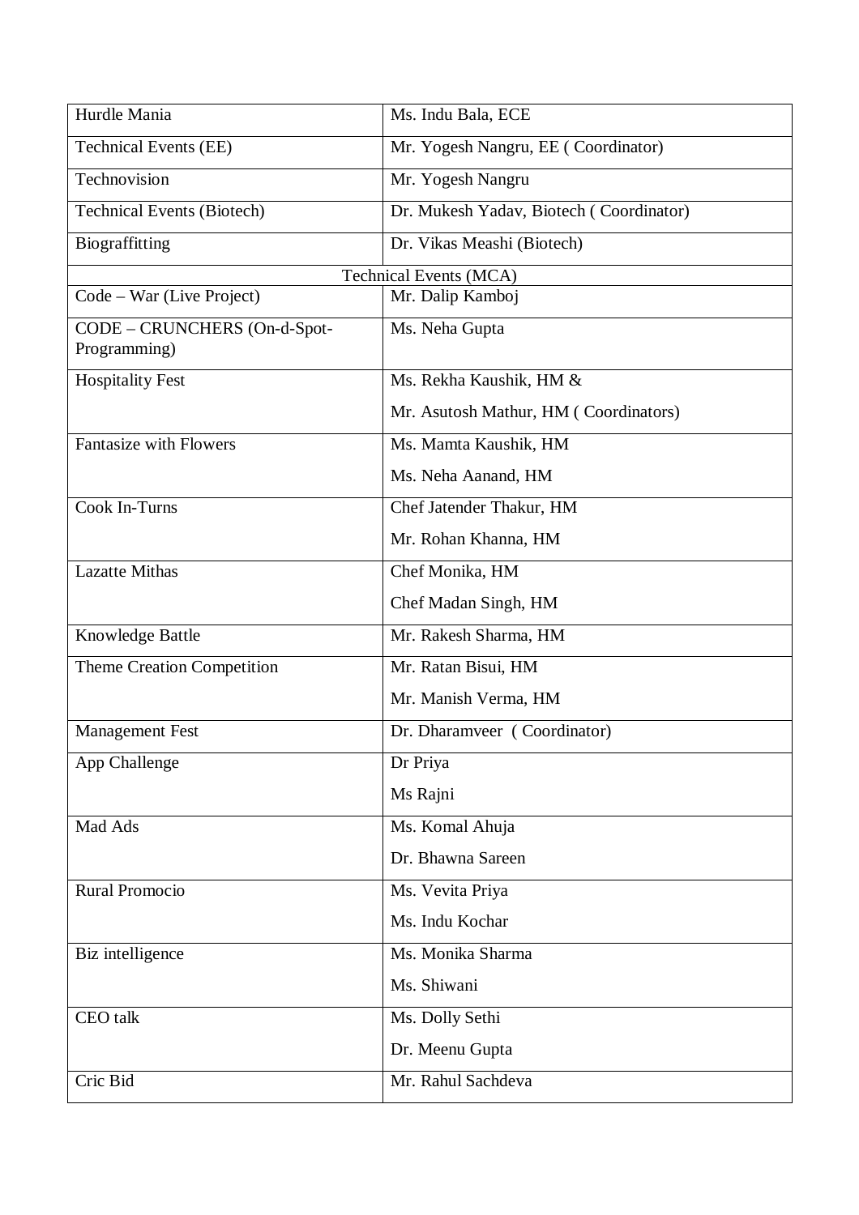| | |
|---|---|
| Hurdle Mania | Ms. Indu Bala, ECE |
| Technical Events (EE) | Mr. Yogesh Nangru, EE ( Coordinator) |
| Technovision | Mr. Yogesh Nangru |
| Technical Events (Biotech) | Dr. Mukesh Yadav, Biotech ( Coordinator) |
| Biograffitting | Dr. Vikas Meashi (Biotech) |
| Technical Events (MCA) | |
| Code – War (Live Project) | Mr. Dalip Kamboj |
| CODE – CRUNCHERS (On-d-Spot-Programming) | Ms. Neha Gupta |
| Hospitality Fest | Ms. Rekha Kaushik, HM & Mr. Asutosh Mathur, HM ( Coordinators) |
| Fantasize with Flowers | Ms. Mamta Kaushik, HM<br>Ms. Neha Aanand, HM |
| Cook In-Turns | Chef Jatender Thakur, HM<br>Mr. Rohan Khanna, HM |
| Lazatte Mithas | Chef Monika, HM<br>Chef Madan Singh, HM |
| Knowledge Battle | Mr. Rakesh Sharma, HM |
| Theme Creation Competition | Mr. Ratan Bisui, HM<br>Mr. Manish Verma, HM |
| Management Fest | Dr. Dharamveer ( Coordinator) |
| App Challenge | Dr Priya<br>Ms Rajni |
| Mad Ads | Ms. Komal Ahuja<br>Dr. Bhawna Sareen |
| Rural Promocio | Ms. Vevita Priya<br>Ms. Indu Kochar |
| Biz intelligence | Ms. Monika Sharma<br>Ms. Shiwani |
| CEO talk | Ms. Dolly Sethi<br>Dr. Meenu Gupta |
| Cric Bid | Mr. Rahul Sachdeva |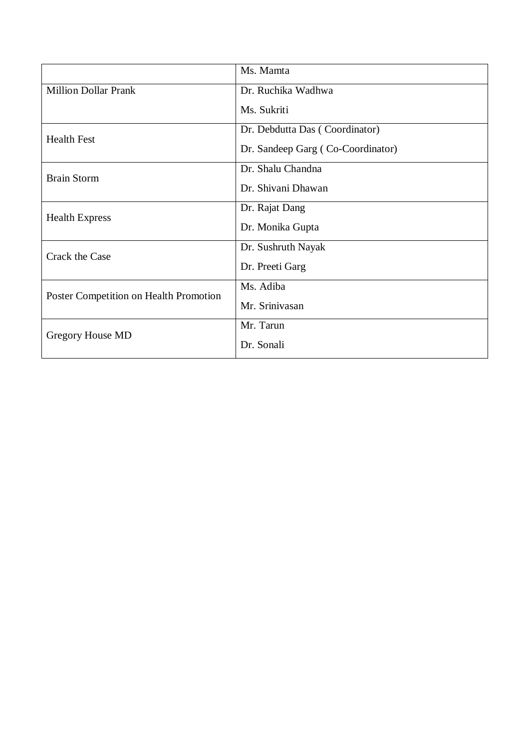| | |
|---|---|
| | Ms. Mamta |
| Million Dollar Prank | Dr. Ruchika Wadhwa<br>Ms. Sukriti |
| Health Fest | Dr. Debdutta Das ( Coordinator)<br>Dr. Sandeep Garg ( Co-Coordinator) |
| Brain Storm | Dr. Shalu Chandna<br>Dr. Shivani Dhawan |
| Health Express | Dr. Rajat Dang<br>Dr. Monika Gupta |
| Crack the Case | Dr. Sushruth Nayak<br>Dr. Preeti Garg |
| Poster Competition on Health Promotion | Ms. Adiba<br>Mr. Srinivasan |
| Gregory House MD | Mr. Tarun<br>Dr. Sonali |